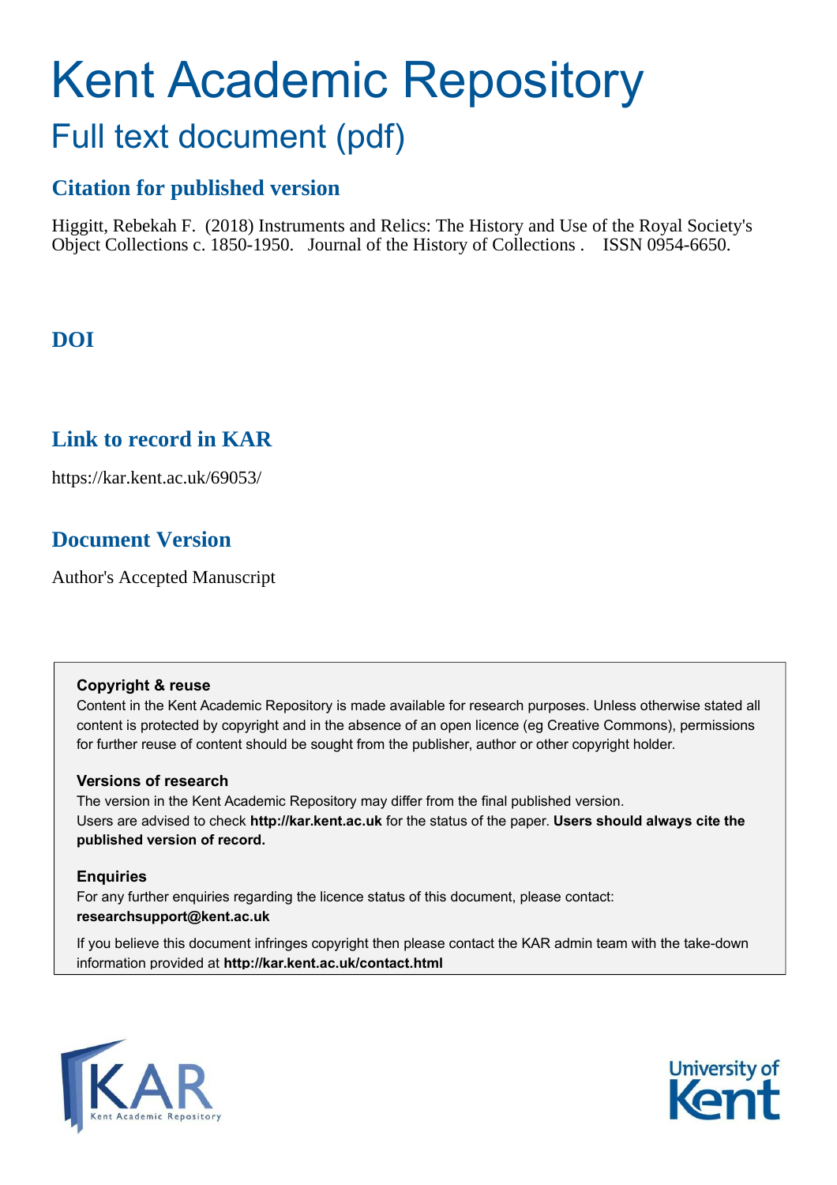# Kent Academic Repository

## Full text document (pdf)

### Citation for published version

Higgitt, Rebekah F. (2018) Instruments and Relics: The History and Use of the Royal Society's Object Collections c. 1850-1950. Journal of the History of Collections . ISSN 0954-6650.

### DOI

### Link to record in KAR

https://kar.kent.ac.uk/69053/

### Document Version

Author's Accepted Manuscript

**Copyright & reuse**

Content in the Kent Academic Repository is made available for research purposes. Unless otherwise stated all content is protected by copyright and in the absence of an open licence (eg Creative Commons), permissions for further reuse of content should be sought from the publisher, author or other copyright holder.

**Versions of research**

The version in the Kent Academic Repository may differ from the final published version. Users are advised to check **http://kar.kent.ac.uk** for the status of the paper. **Users should always cite the published version of record.**

**Enquiries**

For any further enquiries regarding the licence status of this document, please contact: **researchsupport@kent.ac.uk**

If you believe this document infringes copyright then please contact the KAR admin team with the take-down information provided at **http://kar.kent.ac.uk/contact.html**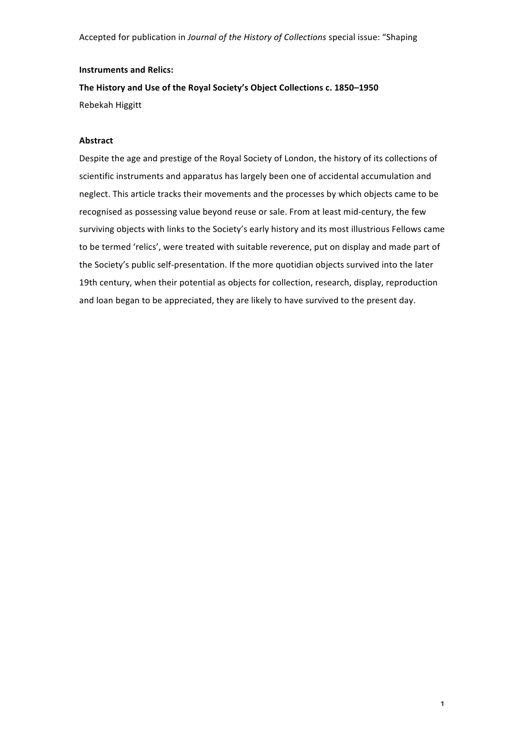Accepted for publication in *Journal of the History of Collections* special issue: "Shaping

**Instruments and Relics:**

**The History and Use of the Royal Society's Object Collections c. 1850–1950**

Rebekah Higgitt

**Abstract**

Despite the age and prestige of the Royal Society of London, the history of its collections of scientific instruments and apparatus has largely been one of accidental accumulation and neglect. This article tracks their movements and the processes by which objects came to be recognised as possessing value beyond reuse or sale. From at least mid-century, the few surviving objects with links to the Society's early history and its most illustrious Fellows came to be termed 'relics', were treated with suitable reverence, put on display and made part of the Society's public self-presentation. If the more quotidian objects survived into the later 19th century, when their potential as objects for collection, research, display, reproduction and loan began to be appreciated, they are likely to have survived to the present day.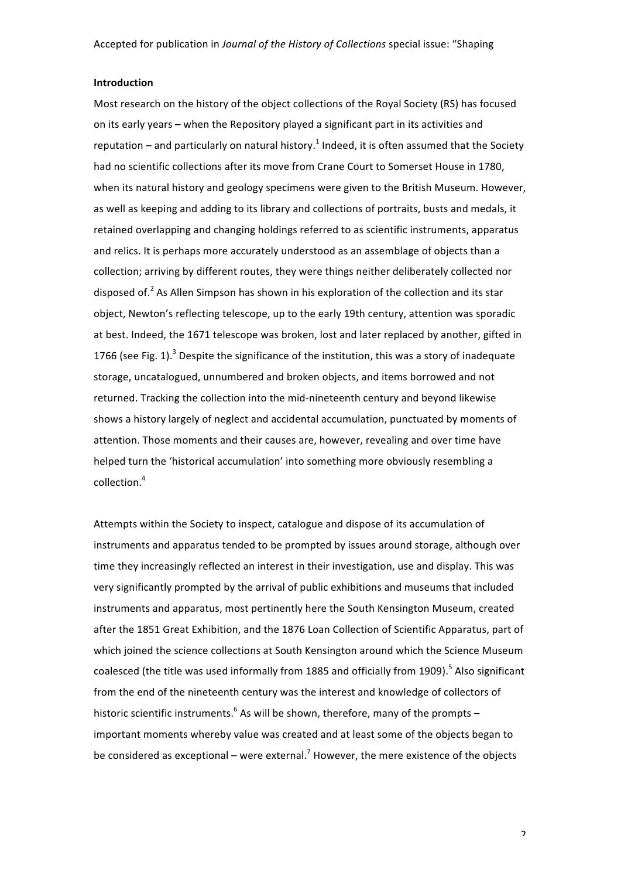## Introduction

Most research on the history of the object collections of the Royal Society (RS) has focused on its early years – when the Repository played a significant part in its activities and reputation – and particularly on natural history.[1] Indeed, it is often assumed that the Society had no scientific collections after its move from Crane Court to Somerset House in 1780, when its natural history and geology specimens were given to the British Museum. However, as well as keeping and adding to its library and collections of portraits, busts and medals, it retained overlapping and changing holdings referred to as scientific instruments, apparatus and relics. It is perhaps more accurately understood as an assemblage of objects than a collection; arriving by different routes, they were things neither deliberately collected nor disposed of.[2] As Allen Simpson has shown in his exploration of the collection and its star object, Newton's reflecting telescope, up to the early 19th century, attention was sporadic at best. Indeed, the 1671 telescope was broken, lost and later replaced by another, gifted in 1766 (see Fig. 1).[3] Despite the significance of the institution, this was a story of inadequate storage, uncatalogued, unnumbered and broken objects, and items borrowed and not returned. Tracking the collection into the mid-nineteenth century and beyond likewise shows a history largely of neglect and accidental accumulation, punctuated by moments of attention. Those moments and their causes are, however, revealing and over time have helped turn the 'historical accumulation' into something more obviously resembling a collection.[4]

Attempts within the Society to inspect, catalogue and dispose of its accumulation of instruments and apparatus tended to be prompted by issues around storage, although over time they increasingly reflected an interest in their investigation, use and display. This was very significantly prompted by the arrival of public exhibitions and museums that included instruments and apparatus, most pertinently here the South Kensington Museum, created after the 1851 Great Exhibition, and the 1876 Loan Collection of Scientific Apparatus, part of which joined the science collections at South Kensington around which the Science Museum coalesced (the title was used informally from 1885 and officially from 1909).[5] Also significant from the end of the nineteenth century was the interest and knowledge of collectors of historic scientific instruments.[6] As will be shown, therefore, many of the prompts – important moments whereby value was created and at least some of the objects began to be considered as exceptional – were external.[7] However, the mere existence of the objects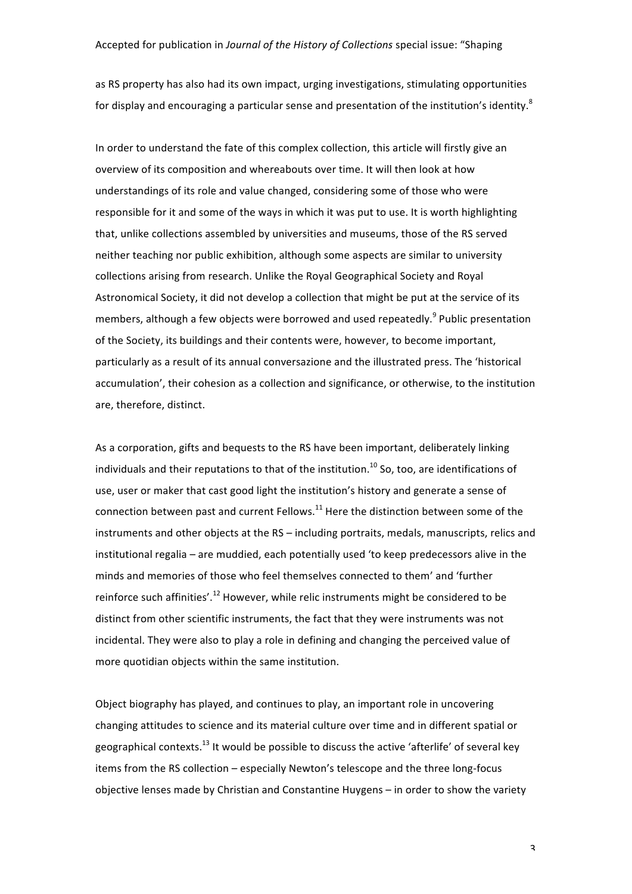as RS property has also had its own impact, urging investigations, stimulating opportunities for display and encouraging a particular sense and presentation of the institution's identity.[8]

In order to understand the fate of this complex collection, this article will firstly give an overview of its composition and whereabouts over time. It will then look at how understandings of its role and value changed, considering some of those who were responsible for it and some of the ways in which it was put to use. It is worth highlighting that, unlike collections assembled by universities and museums, those of the RS served neither teaching nor public exhibition, although some aspects are similar to university collections arising from research. Unlike the Royal Geographical Society and Royal Astronomical Society, it did not develop a collection that might be put at the service of its members, although a few objects were borrowed and used repeatedly.[9] Public presentation of the Society, its buildings and their contents were, however, to become important, particularly as a result of its annual conversazione and the illustrated press. The 'historical accumulation', their cohesion as a collection and significance, or otherwise, to the institution are, therefore, distinct.

As a corporation, gifts and bequests to the RS have been important, deliberately linking individuals and their reputations to that of the institution.[10] So, too, are identifications of use, user or maker that cast good light the institution's history and generate a sense of connection between past and current Fellows.[11] Here the distinction between some of the instruments and other objects at the RS – including portraits, medals, manuscripts, relics and institutional regalia – are muddied, each potentially used 'to keep predecessors alive in the minds and memories of those who feel themselves connected to them' and 'further reinforce such affinities'.[12] However, while relic instruments might be considered to be distinct from other scientific instruments, the fact that they were instruments was not incidental. They were also to play a role in defining and changing the perceived value of more quotidian objects within the same institution.

Object biography has played, and continues to play, an important role in uncovering changing attitudes to science and its material culture over time and in different spatial or geographical contexts.[13] It would be possible to discuss the active 'afterlife' of several key items from the RS collection – especially Newton's telescope and the three long-focus objective lenses made by Christian and Constantine Huygens – in order to show the variety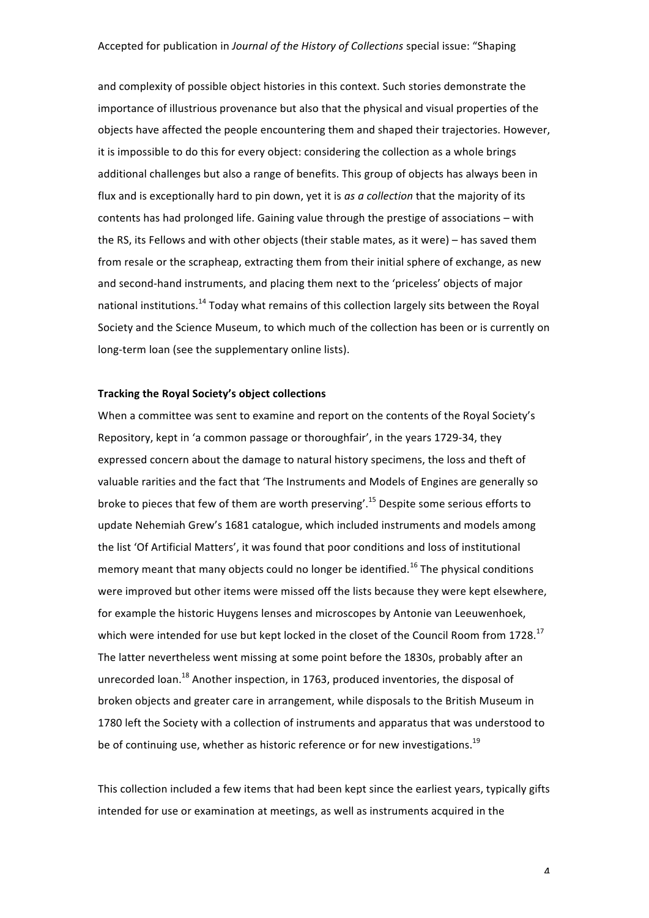and complexity of possible object histories in this context. Such stories demonstrate the importance of illustrious provenance but also that the physical and visual properties of the objects have affected the people encountering them and shaped their trajectories. However, it is impossible to do this for every object: considering the collection as a whole brings additional challenges but also a range of benefits. This group of objects has always been in flux and is exceptionally hard to pin down, yet it is *as a collection* that the majority of its contents has had prolonged life. Gaining value through the prestige of associations – with the RS, its Fellows and with other objects (their stable mates, as it were) – has saved them from resale or the scrapheap, extracting them from their initial sphere of exchange, as new and second-hand instruments, and placing them next to the 'priceless' objects of major national institutions.[14] Today what remains of this collection largely sits between the Royal Society and the Science Museum, to which much of the collection has been or is currently on long-term loan (see the supplementary online lists).

**Tracking the Royal Society's object collections**

When a committee was sent to examine and report on the contents of the Royal Society's Repository, kept in 'a common passage or thoroughfair', in the years 1729-34, they expressed concern about the damage to natural history specimens, the loss and theft of valuable rarities and the fact that 'The Instruments and Models of Engines are generally so broke to pieces that few of them are worth preserving'.[15] Despite some serious efforts to update Nehemiah Grew's 1681 catalogue, which included instruments and models among the list 'Of Artificial Matters', it was found that poor conditions and loss of institutional memory meant that many objects could no longer be identified.[16] The physical conditions were improved but other items were missed off the lists because they were kept elsewhere, for example the historic Huygens lenses and microscopes by Antonie van Leeuwenhoek, which were intended for use but kept locked in the closet of the Council Room from 1728.[17] The latter nevertheless went missing at some point before the 1830s, probably after an unrecorded loan.[18] Another inspection, in 1763, produced inventories, the disposal of broken objects and greater care in arrangement, while disposals to the British Museum in 1780 left the Society with a collection of instruments and apparatus that was understood to be of continuing use, whether as historic reference or for new investigations.[19]

This collection included a few items that had been kept since the earliest years, typically gifts intended for use or examination at meetings, as well as instruments acquired in the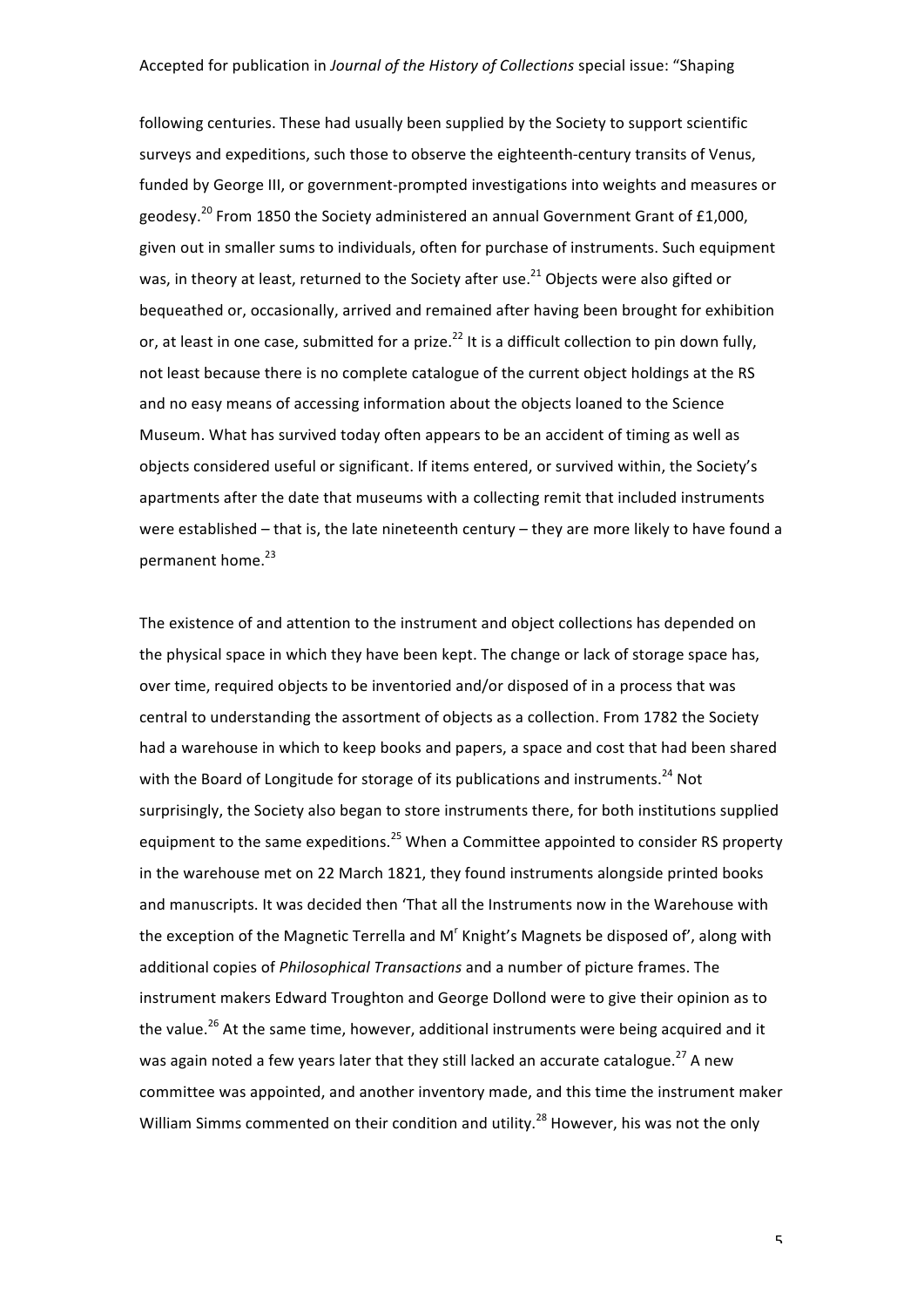following centuries. These had usually been supplied by the Society to support scientific surveys and expeditions, such those to observe the eighteenth-century transits of Venus, funded by George III, or government-prompted investigations into weights and measures or geodesy.[20] From 1850 the Society administered an annual Government Grant of £1,000, given out in smaller sums to individuals, often for purchase of instruments. Such equipment was, in theory at least, returned to the Society after use.[21] Objects were also gifted or bequeathed or, occasionally, arrived and remained after having been brought for exhibition or, at least in one case, submitted for a prize.[22] It is a difficult collection to pin down fully, not least because there is no complete catalogue of the current object holdings at the RS and no easy means of accessing information about the objects loaned to the Science Museum. What has survived today often appears to be an accident of timing as well as objects considered useful or significant. If items entered, or survived within, the Society's apartments after the date that museums with a collecting remit that included instruments were established – that is, the late nineteenth century – they are more likely to have found a permanent home.[23]

The existence of and attention to the instrument and object collections has depended on the physical space in which they have been kept. The change or lack of storage space has, over time, required objects to be inventoried and/or disposed of in a process that was central to understanding the assortment of objects as a collection. From 1782 the Society had a warehouse in which to keep books and papers, a space and cost that had been shared with the Board of Longitude for storage of its publications and instruments.[24] Not surprisingly, the Society also began to store instruments there, for both institutions supplied equipment to the same expeditions.[25] When a Committee appointed to consider RS property in the warehouse met on 22 March 1821, they found instruments alongside printed books and manuscripts. It was decided then 'That all the Instruments now in the Warehouse with the exception of the Magnetic Terrella and M^r Knight's Magnets be disposed of', along with additional copies of *Philosophical Transactions* and a number of picture frames. The instrument makers Edward Troughton and George Dollond were to give their opinion as to the value.[26] At the same time, however, additional instruments were being acquired and it was again noted a few years later that they still lacked an accurate catalogue.[27] A new committee was appointed, and another inventory made, and this time the instrument maker William Simms commented on their condition and utility.[28] However, his was not the only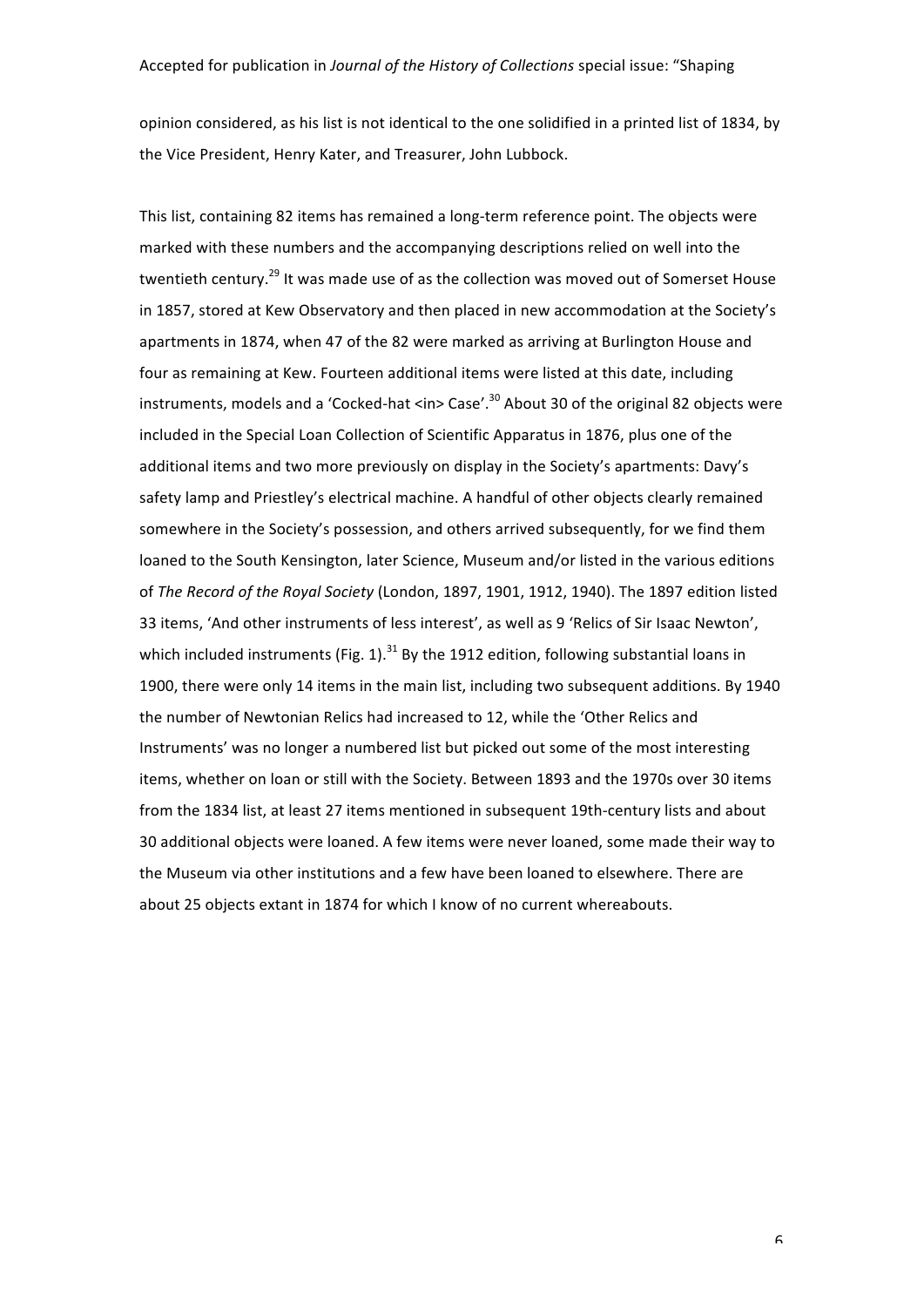opinion considered, as his list is not identical to the one solidified in a printed list of 1834, by the Vice President, Henry Kater, and Treasurer, John Lubbock.

This list, containing 82 items has remained a long-term reference point. The objects were marked with these numbers and the accompanying descriptions relied on well into the twentieth century.[29] It was made use of as the collection was moved out of Somerset House in 1857, stored at Kew Observatory and then placed in new accommodation at the Society's apartments in 1874, when 47 of the 82 were marked as arriving at Burlington House and four as remaining at Kew. Fourteen additional items were listed at this date, including instruments, models and a 'Cocked-hat <in> Case'.[30] About 30 of the original 82 objects were included in the Special Loan Collection of Scientific Apparatus in 1876, plus one of the additional items and two more previously on display in the Society's apartments: Davy's safety lamp and Priestley's electrical machine. A handful of other objects clearly remained somewhere in the Society's possession, and others arrived subsequently, for we find them loaned to the South Kensington, later Science, Museum and/or listed in the various editions of *The Record of the Royal Society* (London, 1897, 1901, 1912, 1940). The 1897 edition listed 33 items, 'And other instruments of less interest', as well as 9 'Relics of Sir Isaac Newton', which included instruments (Fig. 1).[31] By the 1912 edition, following substantial loans in 1900, there were only 14 items in the main list, including two subsequent additions. By 1940 the number of Newtonian Relics had increased to 12, while the 'Other Relics and Instruments' was no longer a numbered list but picked out some of the most interesting items, whether on loan or still with the Society. Between 1893 and the 1970s over 30 items from the 1834 list, at least 27 items mentioned in subsequent 19th-century lists and about 30 additional objects were loaned. A few items were never loaned, some made their way to the Museum via other institutions and a few have been loaned to elsewhere. There are about 25 objects extant in 1874 for which I know of no current whereabouts.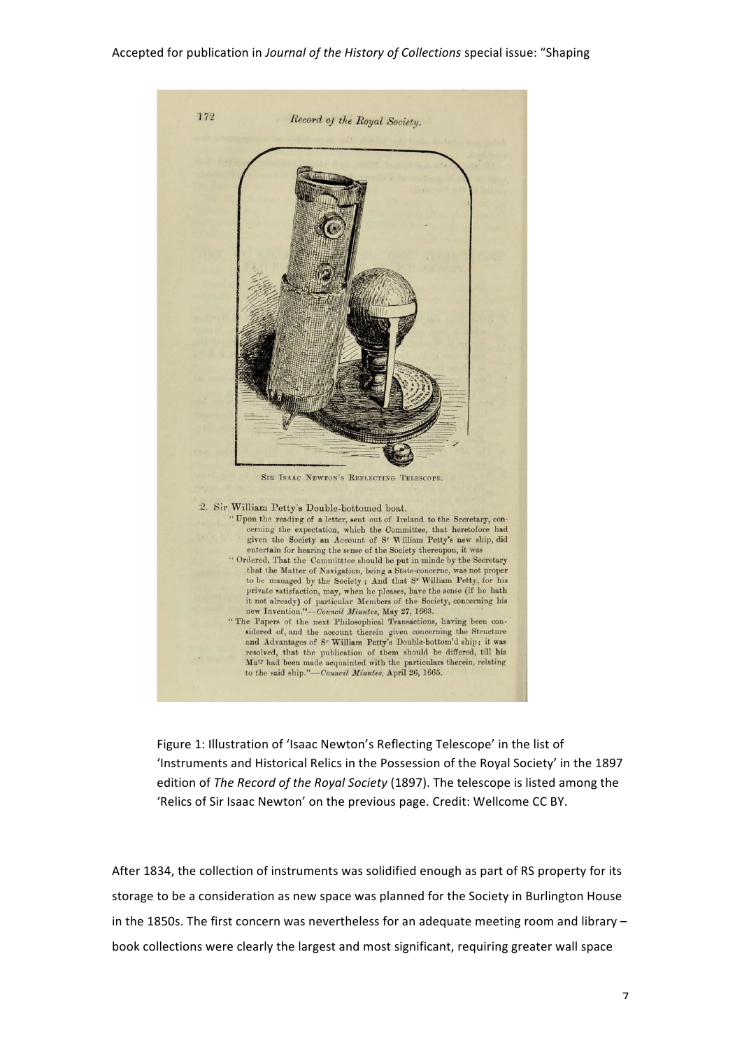Figure 1: Illustration of 'Isaac Newton's Reflecting Telescope' in the list of 'Instruments and Historical Relics in the Possession of the Royal Society' in the 1897 edition of *The Record of the Royal Society* (1897). The telescope is listed among the 'Relics of Sir Isaac Newton' on the previous page. Credit: Wellcome CC BY.

After 1834, the collection of instruments was solidified enough as part of RS property for its storage to be a consideration as new space was planned for the Society in Burlington House in the 1850s. The first concern was nevertheless for an adequate meeting room and library – book collections were clearly the largest and most significant, requiring greater wall space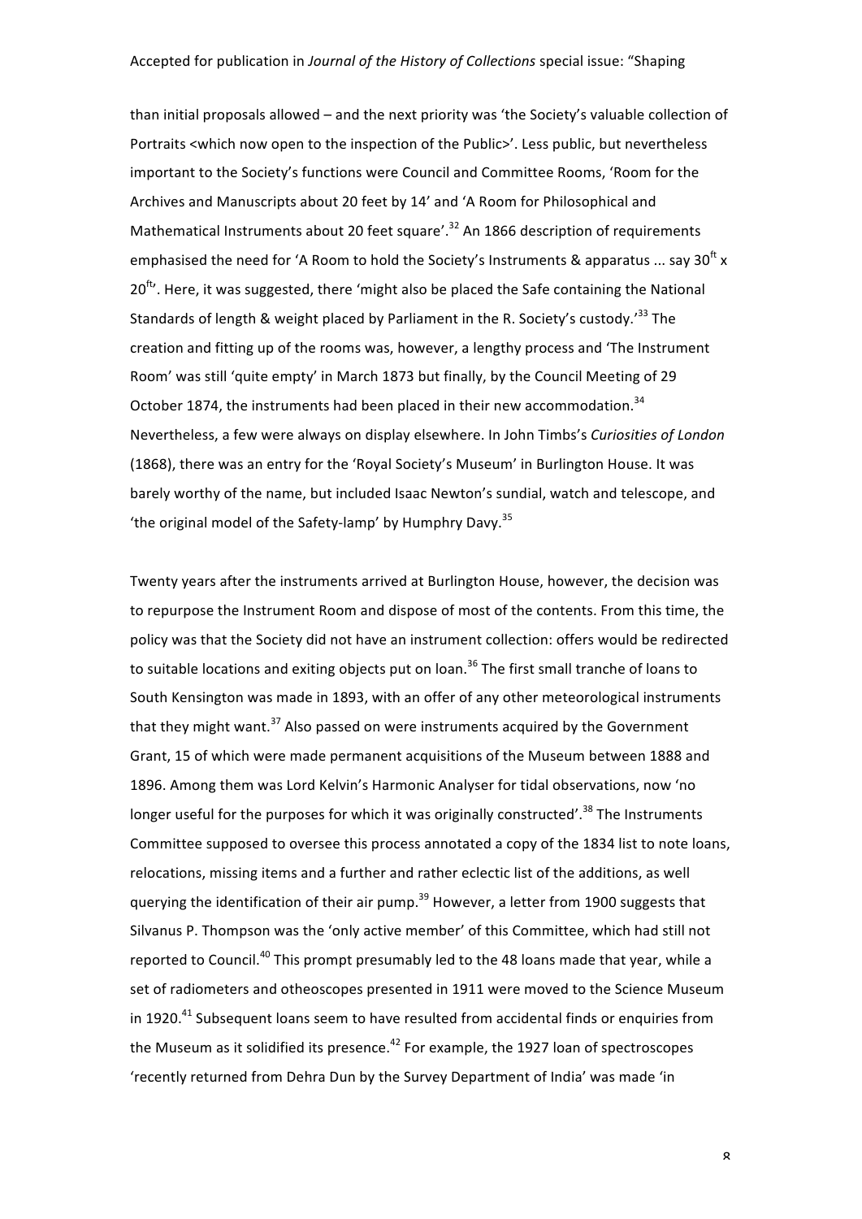than initial proposals allowed – and the next priority was 'the Society's valuable collection of Portraits <which now open to the inspection of the Public>'. Less public, but nevertheless important to the Society's functions were Council and Committee Rooms, 'Room for the Archives and Manuscripts about 20 feet by 14' and 'A Room for Philosophical and Mathematical Instruments about 20 feet square'.[32] An 1866 description of requirements emphasised the need for 'A Room to hold the Society's Instruments & apparatus ... say 30ft x 20ft'. Here, it was suggested, there 'might also be placed the Safe containing the National Standards of length & weight placed by Parliament in the R. Society's custody.'[33] The creation and fitting up of the rooms was, however, a lengthy process and 'The Instrument Room' was still 'quite empty' in March 1873 but finally, by the Council Meeting of 29 October 1874, the instruments had been placed in their new accommodation.[34] Nevertheless, a few were always on display elsewhere. In John Timbs's *Curiosities of London* (1868), there was an entry for the 'Royal Society's Museum' in Burlington House. It was barely worthy of the name, but included Isaac Newton's sundial, watch and telescope, and 'the original model of the Safety-lamp' by Humphry Davy.[35]

Twenty years after the instruments arrived at Burlington House, however, the decision was to repurpose the Instrument Room and dispose of most of the contents. From this time, the policy was that the Society did not have an instrument collection: offers would be redirected to suitable locations and exiting objects put on loan.[36] The first small tranche of loans to South Kensington was made in 1893, with an offer of any other meteorological instruments that they might want.[37] Also passed on were instruments acquired by the Government Grant, 15 of which were made permanent acquisitions of the Museum between 1888 and 1896. Among them was Lord Kelvin's Harmonic Analyser for tidal observations, now 'no longer useful for the purposes for which it was originally constructed'.[38] The Instruments Committee supposed to oversee this process annotated a copy of the 1834 list to note loans, relocations, missing items and a further and rather eclectic list of the additions, as well querying the identification of their air pump.[39] However, a letter from 1900 suggests that Silvanus P. Thompson was the 'only active member' of this Committee, which had still not reported to Council.[40] This prompt presumably led to the 48 loans made that year, while a set of radiometers and otheoscopes presented in 1911 were moved to the Science Museum in 1920.[41] Subsequent loans seem to have resulted from accidental finds or enquiries from the Museum as it solidified its presence.[42] For example, the 1927 loan of spectroscopes 'recently returned from Dehra Dun by the Survey Department of India' was made 'in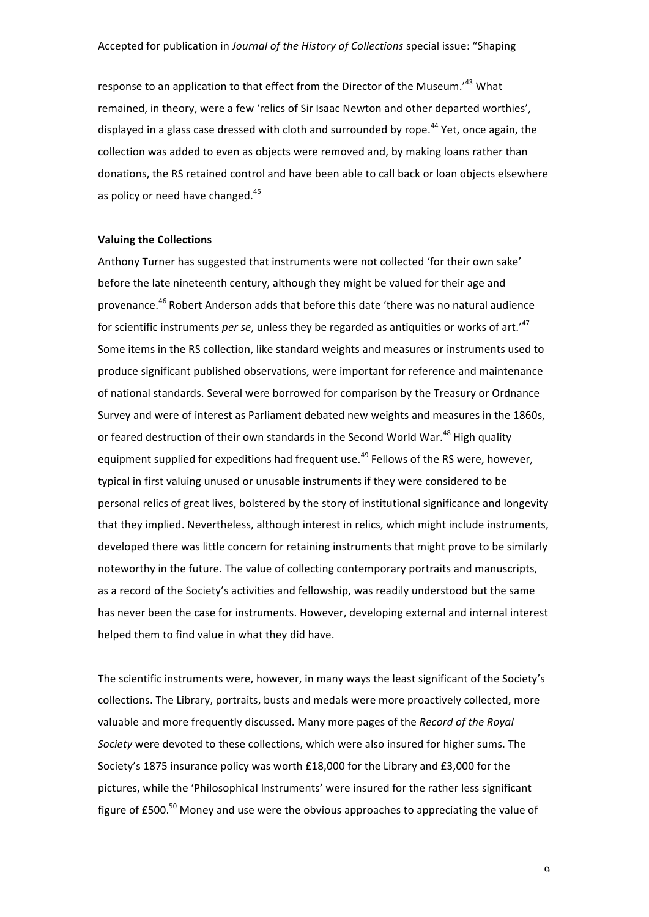response to an application to that effect from the Director of the Museum.'[43] What remained, in theory, were a few 'relics of Sir Isaac Newton and other departed worthies', displayed in a glass case dressed with cloth and surrounded by rope.[44] Yet, once again, the collection was added to even as objects were removed and, by making loans rather than donations, the RS retained control and have been able to call back or loan objects elsewhere as policy or need have changed.[45]

**Valuing the Collections**

Anthony Turner has suggested that instruments were not collected 'for their own sake' before the late nineteenth century, although they might be valued for their age and provenance.[46] Robert Anderson adds that before this date 'there was no natural audience for scientific instruments *per se*, unless they be regarded as antiquities or works of art.'[47] Some items in the RS collection, like standard weights and measures or instruments used to produce significant published observations, were important for reference and maintenance of national standards. Several were borrowed for comparison by the Treasury or Ordnance Survey and were of interest as Parliament debated new weights and measures in the 1860s, or feared destruction of their own standards in the Second World War.[48] High quality equipment supplied for expeditions had frequent use.[49] Fellows of the RS were, however, typical in first valuing unused or unusable instruments if they were considered to be personal relics of great lives, bolstered by the story of institutional significance and longevity that they implied. Nevertheless, although interest in relics, which might include instruments, developed there was little concern for retaining instruments that might prove to be similarly noteworthy in the future. The value of collecting contemporary portraits and manuscripts, as a record of the Society's activities and fellowship, was readily understood but the same has never been the case for instruments. However, developing external and internal interest helped them to find value in what they did have.

The scientific instruments were, however, in many ways the least significant of the Society's collections. The Library, portraits, busts and medals were more proactively collected, more valuable and more frequently discussed. Many more pages of the *Record of the Royal Society* were devoted to these collections, which were also insured for higher sums. The Society's 1875 insurance policy was worth £18,000 for the Library and £3,000 for the pictures, while the 'Philosophical Instruments' were insured for the rather less significant figure of £500.[50] Money and use were the obvious approaches to appreciating the value of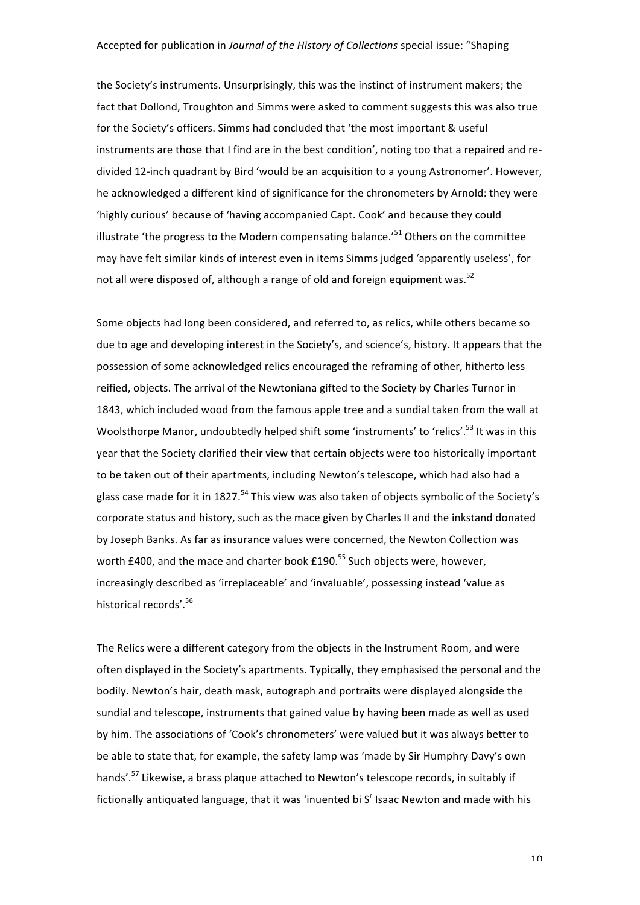the Society's instruments. Unsurprisingly, this was the instinct of instrument makers; the fact that Dollond, Troughton and Simms were asked to comment suggests this was also true for the Society's officers. Simms had concluded that 'the most important & useful instruments are those that I find are in the best condition', noting too that a repaired and re-divided 12-inch quadrant by Bird 'would be an acquisition to a young Astronomer'. However, he acknowledged a different kind of significance for the chronometers by Arnold: they were 'highly curious' because of 'having accompanied Capt. Cook' and because they could illustrate 'the progress to the Modern compensating balance.'[51] Others on the committee may have felt similar kinds of interest even in items Simms judged 'apparently useless', for not all were disposed of, although a range of old and foreign equipment was.[52]

Some objects had long been considered, and referred to, as relics, while others became so due to age and developing interest in the Society's, and science's, history. It appears that the possession of some acknowledged relics encouraged the reframing of other, hitherto less reified, objects. The arrival of the Newtoniana gifted to the Society by Charles Turnor in 1843, which included wood from the famous apple tree and a sundial taken from the wall at Woolsthorpe Manor, undoubtedly helped shift some 'instruments' to 'relics'.[53] It was in this year that the Society clarified their view that certain objects were too historically important to be taken out of their apartments, including Newton's telescope, which had also had a glass case made for it in 1827.[54] This view was also taken of objects symbolic of the Society's corporate status and history, such as the mace given by Charles II and the inkstand donated by Joseph Banks. As far as insurance values were concerned, the Newton Collection was worth £400, and the mace and charter book £190.[55] Such objects were, however, increasingly described as 'irreplaceable' and 'invaluable', possessing instead 'value as historical records'.[56]

The Relics were a different category from the objects in the Instrument Room, and were often displayed in the Society's apartments. Typically, they emphasised the personal and the bodily. Newton's hair, death mask, autograph and portraits were displayed alongside the sundial and telescope, instruments that gained value by having been made as well as used by him. The associations of 'Cook's chronometers' were valued but it was always better to be able to state that, for example, the safety lamp was 'made by Sir Humphry Davy's own hands'.[57] Likewise, a brass plaque attached to Newton's telescope records, in suitably if fictionally antiquated language, that it was 'inuented bi S^r^ Isaac Newton and made with his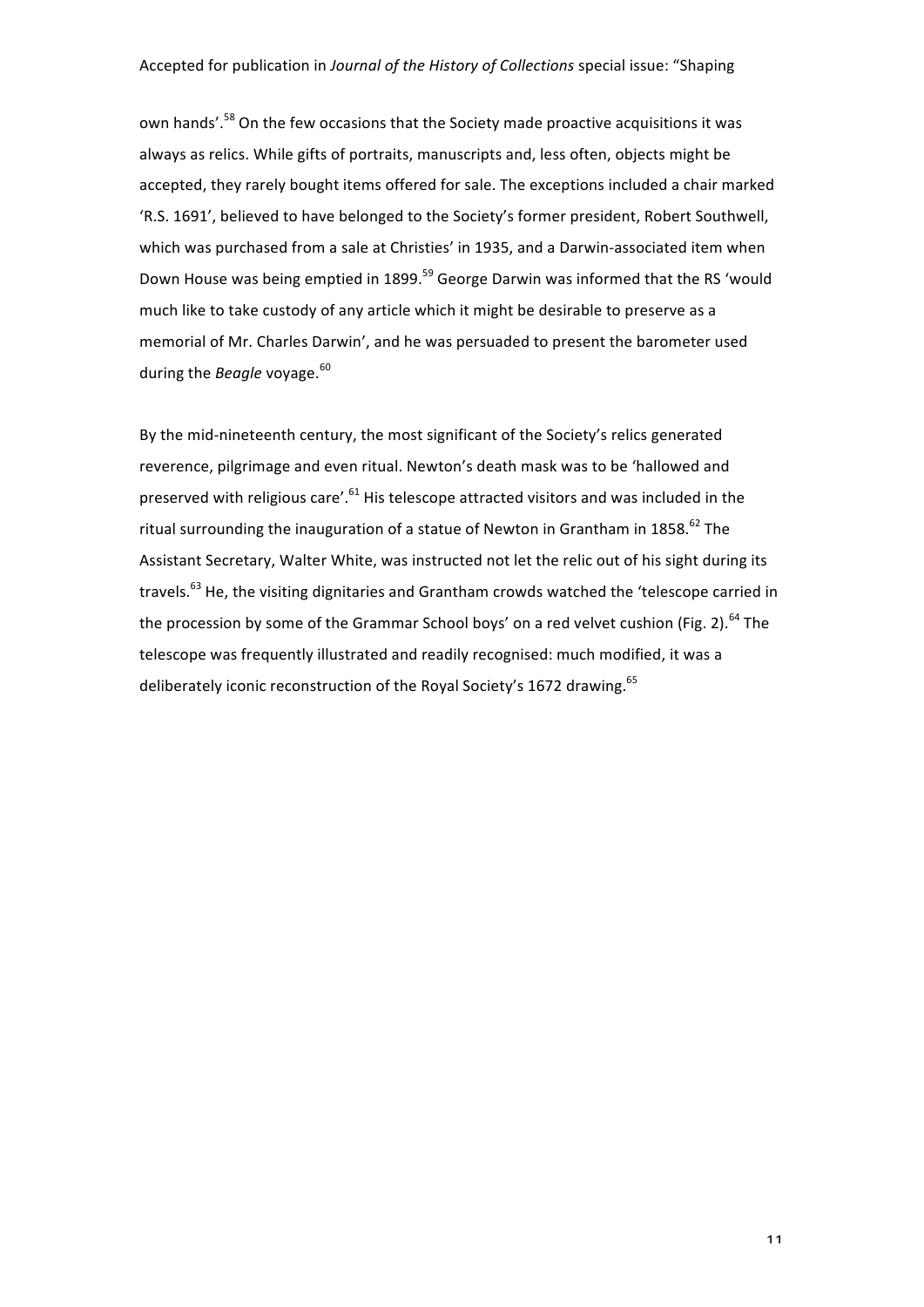own hands'.[58] On the few occasions that the Society made proactive acquisitions it was always as relics. While gifts of portraits, manuscripts and, less often, objects might be accepted, they rarely bought items offered for sale. The exceptions included a chair marked 'R.S. 1691', believed to have belonged to the Society's former president, Robert Southwell, which was purchased from a sale at Christies' in 1935, and a Darwin-associated item when Down House was being emptied in 1899.[59] George Darwin was informed that the RS 'would much like to take custody of any article which it might be desirable to preserve as a memorial of Mr. Charles Darwin', and he was persuaded to present the barometer used during the *Beagle* voyage.[60]

By the mid-nineteenth century, the most significant of the Society's relics generated reverence, pilgrimage and even ritual. Newton's death mask was to be 'hallowed and preserved with religious care'.[61] His telescope attracted visitors and was included in the ritual surrounding the inauguration of a statue of Newton in Grantham in 1858.[62] The Assistant Secretary, Walter White, was instructed not let the relic out of his sight during its travels.[63] He, the visiting dignitaries and Grantham crowds watched the 'telescope carried in the procession by some of the Grammar School boys' on a red velvet cushion (Fig. 2).[64] The telescope was frequently illustrated and readily recognised: much modified, it was a deliberately iconic reconstruction of the Royal Society's 1672 drawing.[65]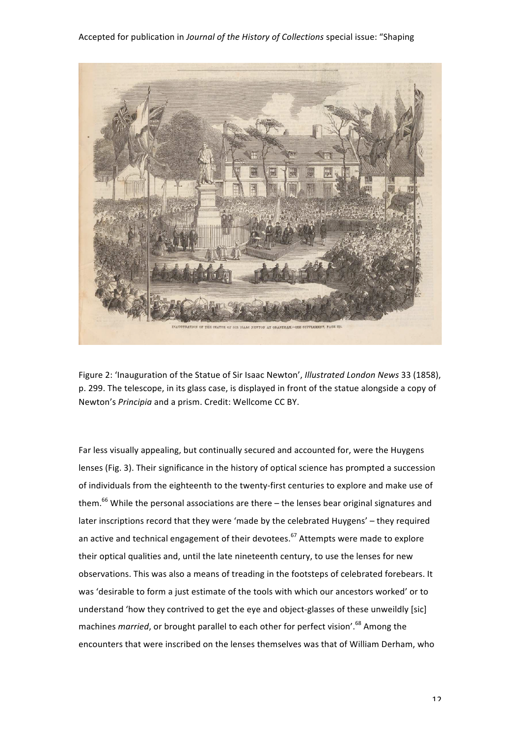Figure 2: 'Inauguration of the Statue of Sir Isaac Newton', *Illustrated London News* 33 (1858), p. 299. The telescope, in its glass case, is displayed in front of the statue alongside a copy of Newton's *Principia* and a prism. Credit: Wellcome CC BY.

Far less visually appealing, but continually secured and accounted for, were the Huygens lenses (Fig. 3). Their significance in the history of optical science has prompted a succession of individuals from the eighteenth to the twenty-first centuries to explore and make use of them.[66] While the personal associations are there – the lenses bear original signatures and later inscriptions record that they were 'made by the celebrated Huygens' – they required an active and technical engagement of their devotees.[67] Attempts were made to explore their optical qualities and, until the late nineteenth century, to use the lenses for new observations. This was also a means of treading in the footsteps of celebrated forebears. It was 'desirable to form a just estimate of the tools with which our ancestors worked' or to understand 'how they contrived to get the eye and object-glasses of these unweildly [sic] machines *married*, or brought parallel to each other for perfect vision'.[68] Among the encounters that were inscribed on the lenses themselves was that of William Derham, who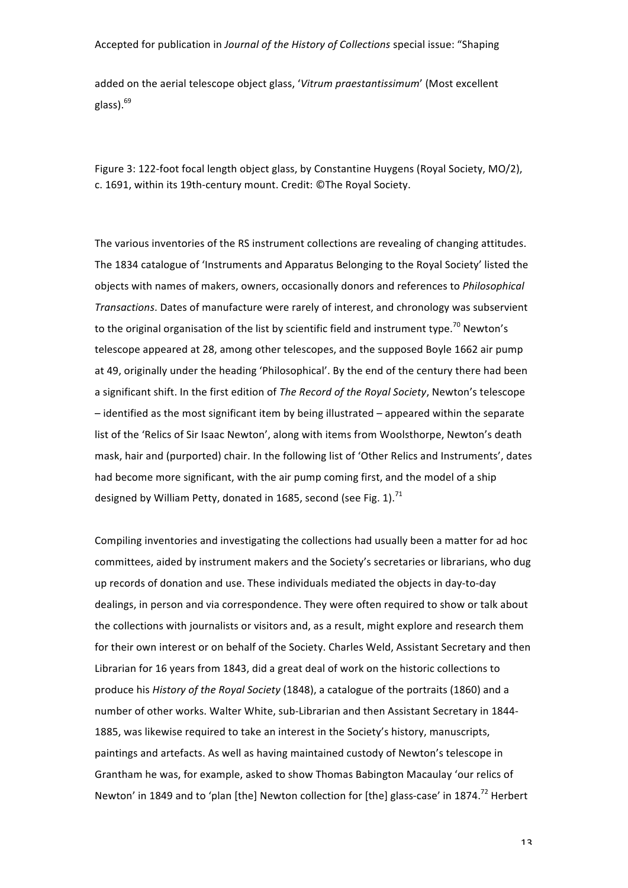added on the aerial telescope object glass, '*Vitrum praestantissimum*' (Most excellent glass).[69]

Figure 3: 122-foot focal length object glass, by Constantine Huygens (Royal Society, MO/2), c. 1691, within its 19th-century mount. Credit: ©The Royal Society.

The various inventories of the RS instrument collections are revealing of changing attitudes. The 1834 catalogue of 'Instruments and Apparatus Belonging to the Royal Society' listed the objects with names of makers, owners, occasionally donors and references to *Philosophical Transactions*. Dates of manufacture were rarely of interest, and chronology was subservient to the original organisation of the list by scientific field and instrument type.[70] Newton's telescope appeared at 28, among other telescopes, and the supposed Boyle 1662 air pump at 49, originally under the heading 'Philosophical'. By the end of the century there had been a significant shift. In the first edition of *The Record of the Royal Society*, Newton's telescope – identified as the most significant item by being illustrated – appeared within the separate list of the 'Relics of Sir Isaac Newton', along with items from Woolsthorpe, Newton's death mask, hair and (purported) chair. In the following list of 'Other Relics and Instruments', dates had become more significant, with the air pump coming first, and the model of a ship designed by William Petty, donated in 1685, second (see Fig. 1).[71]

Compiling inventories and investigating the collections had usually been a matter for ad hoc committees, aided by instrument makers and the Society's secretaries or librarians, who dug up records of donation and use. These individuals mediated the objects in day-to-day dealings, in person and via correspondence. They were often required to show or talk about the collections with journalists or visitors and, as a result, might explore and research them for their own interest or on behalf of the Society. Charles Weld, Assistant Secretary and then Librarian for 16 years from 1843, did a great deal of work on the historic collections to produce his *History of the Royal Society* (1848), a catalogue of the portraits (1860) and a number of other works. Walter White, sub-Librarian and then Assistant Secretary in 1844-1885, was likewise required to take an interest in the Society's history, manuscripts, paintings and artefacts. As well as having maintained custody of Newton's telescope in Grantham he was, for example, asked to show Thomas Babington Macaulay 'our relics of Newton' in 1849 and to 'plan [the] Newton collection for [the] glass-case' in 1874.[72] Herbert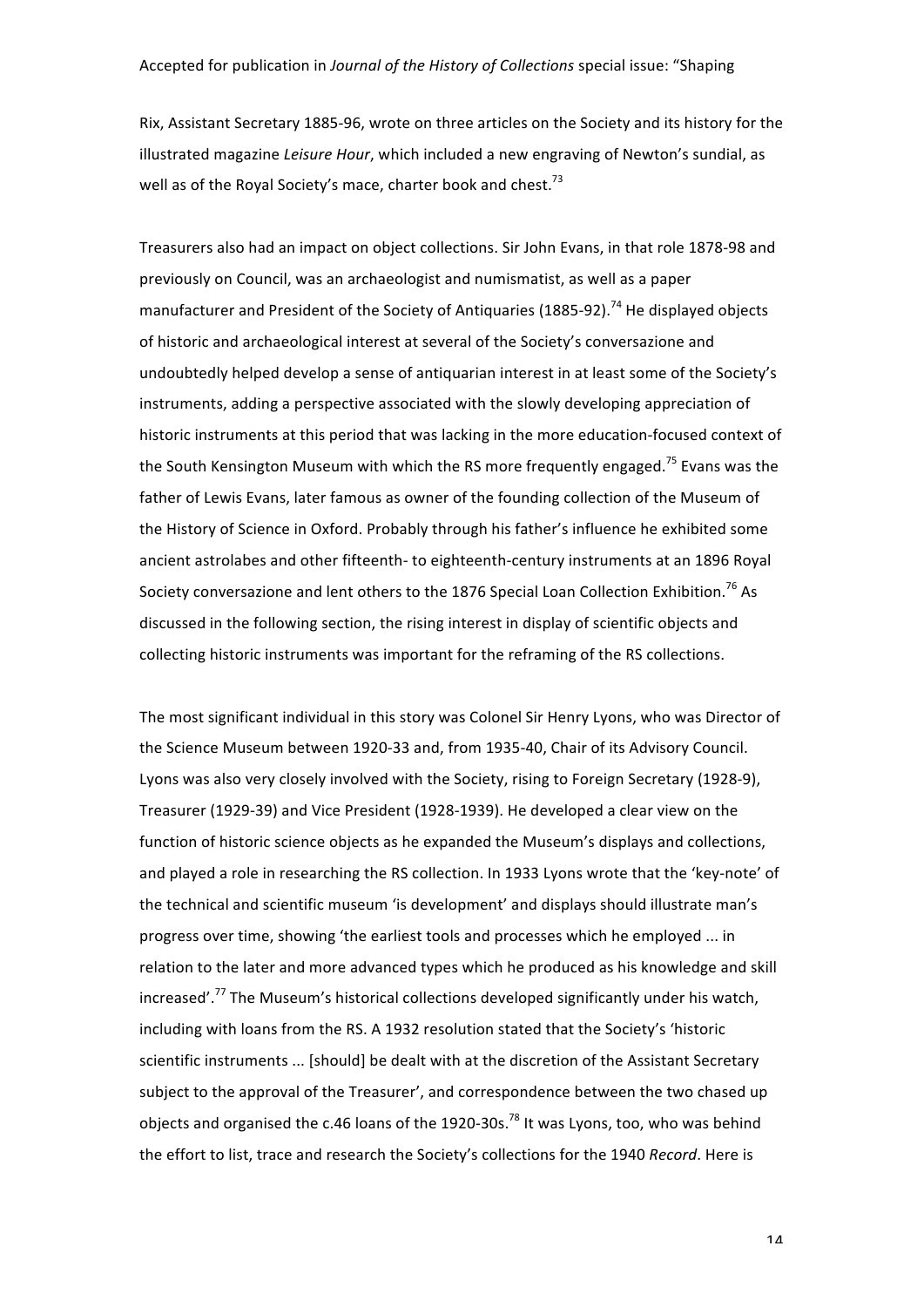Rix, Assistant Secretary 1885-96, wrote on three articles on the Society and its history for the illustrated magazine *Leisure Hour*, which included a new engraving of Newton's sundial, as well as of the Royal Society's mace, charter book and chest.[73]

Treasurers also had an impact on object collections. Sir John Evans, in that role 1878-98 and previously on Council, was an archaeologist and numismatist, as well as a paper manufacturer and President of the Society of Antiquaries (1885-92).[74] He displayed objects of historic and archaeological interest at several of the Society's conversazione and undoubtedly helped develop a sense of antiquarian interest in at least some of the Society's instruments, adding a perspective associated with the slowly developing appreciation of historic instruments at this period that was lacking in the more education-focused context of the South Kensington Museum with which the RS more frequently engaged.[75] Evans was the father of Lewis Evans, later famous as owner of the founding collection of the Museum of the History of Science in Oxford. Probably through his father's influence he exhibited some ancient astrolabes and other fifteenth- to eighteenth-century instruments at an 1896 Royal Society conversazione and lent others to the 1876 Special Loan Collection Exhibition.[76] As discussed in the following section, the rising interest in display of scientific objects and collecting historic instruments was important for the reframing of the RS collections.

The most significant individual in this story was Colonel Sir Henry Lyons, who was Director of the Science Museum between 1920-33 and, from 1935-40, Chair of its Advisory Council. Lyons was also very closely involved with the Society, rising to Foreign Secretary (1928-9), Treasurer (1929-39) and Vice President (1928-1939). He developed a clear view on the function of historic science objects as he expanded the Museum's displays and collections, and played a role in researching the RS collection. In 1933 Lyons wrote that the 'key-note' of the technical and scientific museum 'is development' and displays should illustrate man's progress over time, showing 'the earliest tools and processes which he employed ... in relation to the later and more advanced types which he produced as his knowledge and skill increased'.[77] The Museum's historical collections developed significantly under his watch, including with loans from the RS. A 1932 resolution stated that the Society's 'historic scientific instruments ... [should] be dealt with at the discretion of the Assistant Secretary subject to the approval of the Treasurer', and correspondence between the two chased up objects and organised the c.46 loans of the 1920-30s.[78] It was Lyons, too, who was behind the effort to list, trace and research the Society's collections for the 1940 *Record*. Here is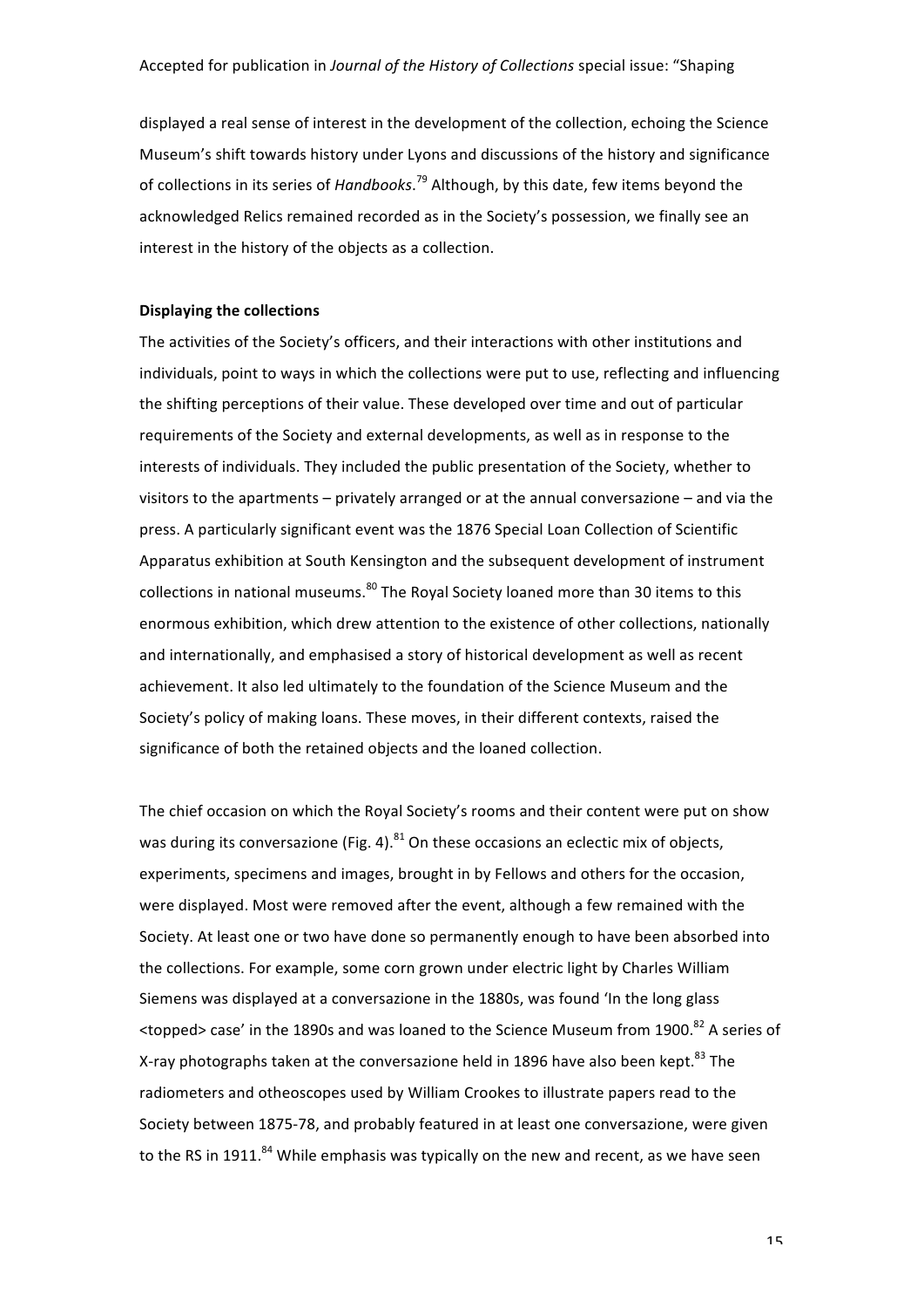displayed a real sense of interest in the development of the collection, echoing the Science Museum's shift towards history under Lyons and discussions of the history and significance of collections in its series of *Handbooks*.[79] Although, by this date, few items beyond the acknowledged Relics remained recorded as in the Society's possession, we finally see an interest in the history of the objects as a collection.

**Displaying the collections**

The activities of the Society's officers, and their interactions with other institutions and individuals, point to ways in which the collections were put to use, reflecting and influencing the shifting perceptions of their value. These developed over time and out of particular requirements of the Society and external developments, as well as in response to the interests of individuals. They included the public presentation of the Society, whether to visitors to the apartments – privately arranged or at the annual conversazione – and via the press. A particularly significant event was the 1876 Special Loan Collection of Scientific Apparatus exhibition at South Kensington and the subsequent development of instrument collections in national museums.[80] The Royal Society loaned more than 30 items to this enormous exhibition, which drew attention to the existence of other collections, nationally and internationally, and emphasised a story of historical development as well as recent achievement. It also led ultimately to the foundation of the Science Museum and the Society's policy of making loans. These moves, in their different contexts, raised the significance of both the retained objects and the loaned collection.

The chief occasion on which the Royal Society's rooms and their content were put on show was during its conversazione (Fig. 4).[81] On these occasions an eclectic mix of objects, experiments, specimens and images, brought in by Fellows and others for the occasion, were displayed. Most were removed after the event, although a few remained with the Society. At least one or two have done so permanently enough to have been absorbed into the collections. For example, some corn grown under electric light by Charles William Siemens was displayed at a conversazione in the 1880s, was found 'In the long glass <topped> case' in the 1890s and was loaned to the Science Museum from 1900.[82] A series of X-ray photographs taken at the conversazione held in 1896 have also been kept.[83] The radiometers and otheoscopes used by William Crookes to illustrate papers read to the Society between 1875-78, and probably featured in at least one conversazione, were given to the RS in 1911.[84] While emphasis was typically on the new and recent, as we have seen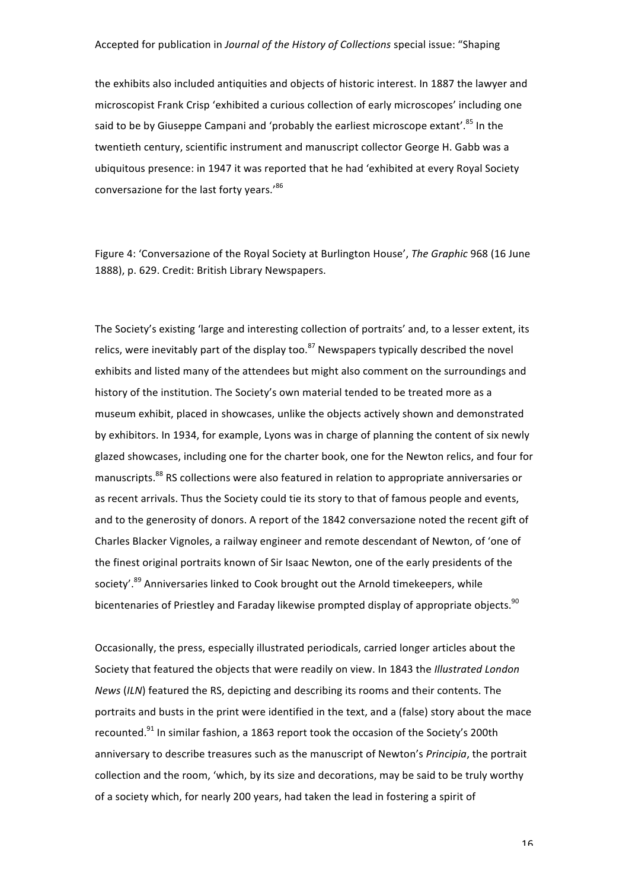the exhibits also included antiquities and objects of historic interest. In 1887 the lawyer and microscopist Frank Crisp 'exhibited a curious collection of early microscopes' including one said to be by Giuseppe Campani and 'probably the earliest microscope extant'.[85] In the twentieth century, scientific instrument and manuscript collector George H. Gabb was a ubiquitous presence: in 1947 it was reported that he had 'exhibited at every Royal Society conversazione for the last forty years.'[86]

Figure 4: 'Conversazione of the Royal Society at Burlington House', *The Graphic* 968 (16 June 1888), p. 629. Credit: British Library Newspapers.

The Society's existing 'large and interesting collection of portraits' and, to a lesser extent, its relics, were inevitably part of the display too.[87] Newspapers typically described the novel exhibits and listed many of the attendees but might also comment on the surroundings and history of the institution. The Society's own material tended to be treated more as a museum exhibit, placed in showcases, unlike the objects actively shown and demonstrated by exhibitors. In 1934, for example, Lyons was in charge of planning the content of six newly glazed showcases, including one for the charter book, one for the Newton relics, and four for manuscripts.[88] RS collections were also featured in relation to appropriate anniversaries or as recent arrivals. Thus the Society could tie its story to that of famous people and events, and to the generosity of donors. A report of the 1842 conversazione noted the recent gift of Charles Blacker Vignoles, a railway engineer and remote descendant of Newton, of 'one of the finest original portraits known of Sir Isaac Newton, one of the early presidents of the society'.[89] Anniversaries linked to Cook brought out the Arnold timekeepers, while bicentenaries of Priestley and Faraday likewise prompted display of appropriate objects.[90]

Occasionally, the press, especially illustrated periodicals, carried longer articles about the Society that featured the objects that were readily on view. In 1843 the *Illustrated London News* (*ILN*) featured the RS, depicting and describing its rooms and their contents. The portraits and busts in the print were identified in the text, and a (false) story about the mace recounted.[91] In similar fashion, a 1863 report took the occasion of the Society's 200th anniversary to describe treasures such as the manuscript of Newton's *Principia*, the portrait collection and the room, 'which, by its size and decorations, may be said to be truly worthy of a society which, for nearly 200 years, had taken the lead in fostering a spirit of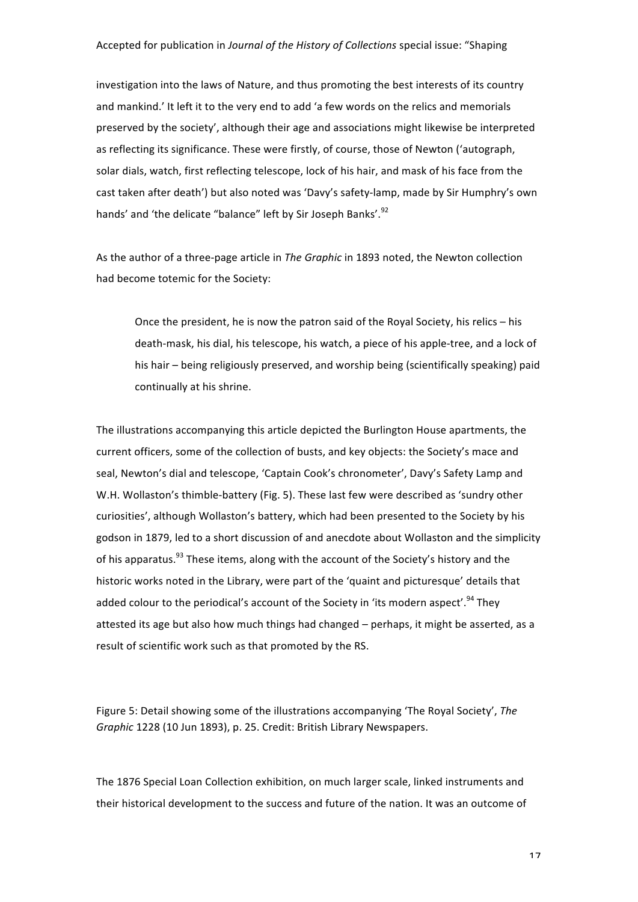investigation into the laws of Nature, and thus promoting the best interests of its country and mankind.' It left it to the very end to add 'a few words on the relics and memorials preserved by the society', although their age and associations might likewise be interpreted as reflecting its significance. These were firstly, of course, those of Newton ('autograph, solar dials, watch, first reflecting telescope, lock of his hair, and mask of his face from the cast taken after death') but also noted was 'Davy's safety-lamp, made by Sir Humphry's own hands' and 'the delicate "balance" left by Sir Joseph Banks'.[92]

As the author of a three-page article in *The Graphic* in 1893 noted, the Newton collection had become totemic for the Society:

> Once the president, he is now the patron said of the Royal Society, his relics – his death-mask, his dial, his telescope, his watch, a piece of his apple-tree, and a lock of his hair – being religiously preserved, and worship being (scientifically speaking) paid continually at his shrine.

The illustrations accompanying this article depicted the Burlington House apartments, the current officers, some of the collection of busts, and key objects: the Society's mace and seal, Newton's dial and telescope, 'Captain Cook's chronometer', Davy's Safety Lamp and W.H. Wollaston's thimble-battery (Fig. 5). These last few were described as 'sundry other curiosities', although Wollaston's battery, which had been presented to the Society by his godson in 1879, led to a short discussion of and anecdote about Wollaston and the simplicity of his apparatus.[93] These items, along with the account of the Society's history and the historic works noted in the Library, were part of the 'quaint and picturesque' details that added colour to the periodical's account of the Society in 'its modern aspect'.[94] They attested its age but also how much things had changed – perhaps, it might be asserted, as a result of scientific work such as that promoted by the RS.

Figure 5: Detail showing some of the illustrations accompanying 'The Royal Society', *The Graphic* 1228 (10 Jun 1893), p. 25. Credit: British Library Newspapers.

The 1876 Special Loan Collection exhibition, on much larger scale, linked instruments and their historical development to the success and future of the nation. It was an outcome of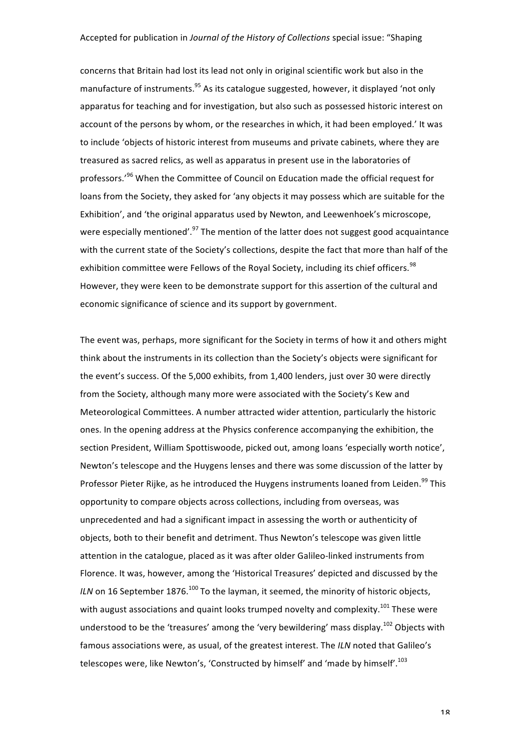concerns that Britain had lost its lead not only in original scientific work but also in the manufacture of instruments.[95] As its catalogue suggested, however, it displayed 'not only apparatus for teaching and for investigation, but also such as possessed historic interest on account of the persons by whom, or the researches in which, it had been employed.' It was to include 'objects of historic interest from museums and private cabinets, where they are treasured as sacred relics, as well as apparatus in present use in the laboratories of professors.'[96] When the Committee of Council on Education made the official request for loans from the Society, they asked for 'any objects it may possess which are suitable for the Exhibition', and 'the original apparatus used by Newton, and Leewenhoek's microscope, were especially mentioned'.[97] The mention of the latter does not suggest good acquaintance with the current state of the Society's collections, despite the fact that more than half of the exhibition committee were Fellows of the Royal Society, including its chief officers.[98] However, they were keen to be demonstrate support for this assertion of the cultural and economic significance of science and its support by government.

The event was, perhaps, more significant for the Society in terms of how it and others might think about the instruments in its collection than the Society's objects were significant for the event's success. Of the 5,000 exhibits, from 1,400 lenders, just over 30 were directly from the Society, although many more were associated with the Society's Kew and Meteorological Committees. A number attracted wider attention, particularly the historic ones. In the opening address at the Physics conference accompanying the exhibition, the section President, William Spottiswoode, picked out, among loans 'especially worth notice', Newton's telescope and the Huygens lenses and there was some discussion of the latter by Professor Pieter Rijke, as he introduced the Huygens instruments loaned from Leiden.[99] This opportunity to compare objects across collections, including from overseas, was unprecedented and had a significant impact in assessing the worth or authenticity of objects, both to their benefit and detriment. Thus Newton's telescope was given little attention in the catalogue, placed as it was after older Galileo-linked instruments from Florence. It was, however, among the 'Historical Treasures' depicted and discussed by the *ILN* on 16 September 1876.[100] To the layman, it seemed, the minority of historic objects, with august associations and quaint looks trumped novelty and complexity.[101] These were understood to be the 'treasures' among the 'very bewildering' mass display.[102] Objects with famous associations were, as usual, of the greatest interest. The *ILN* noted that Galileo's telescopes were, like Newton's, 'Constructed by himself' and 'made by himself'.[103]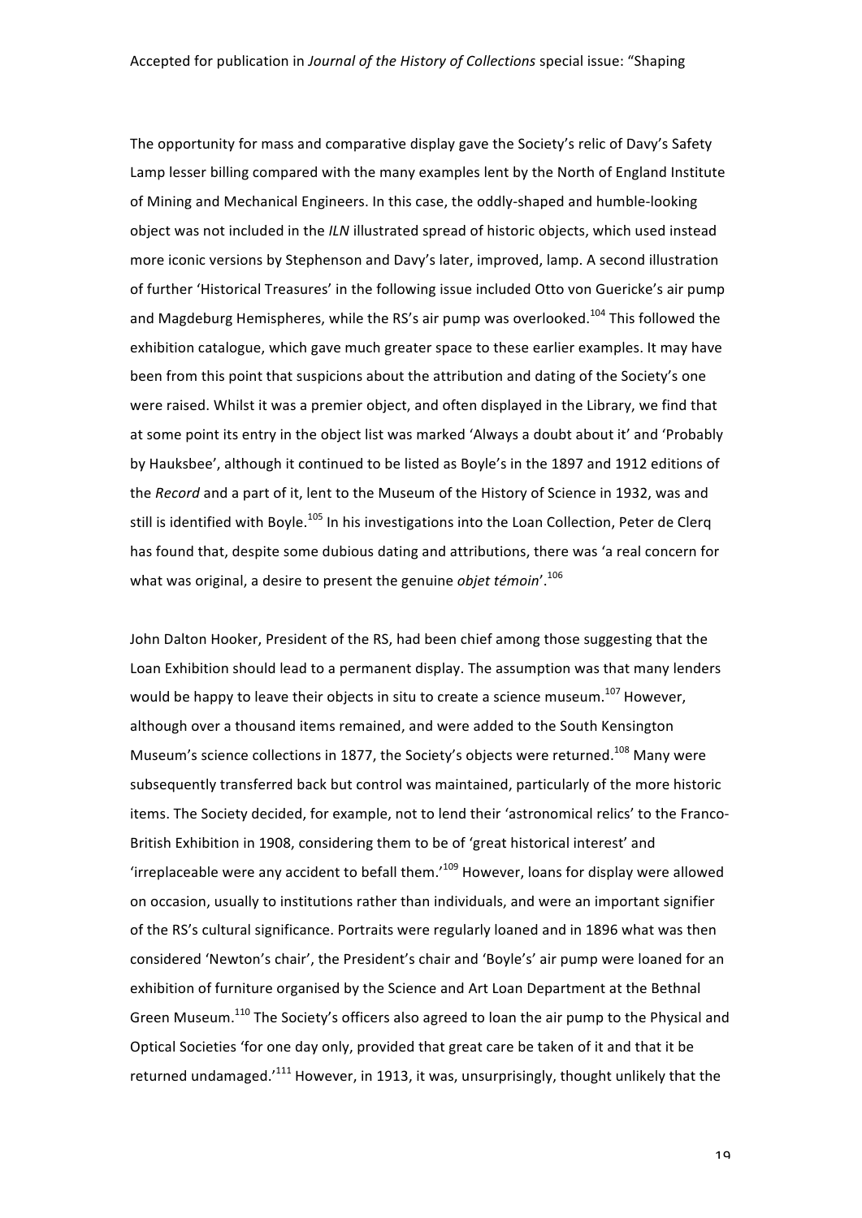The opportunity for mass and comparative display gave the Society's relic of Davy's Safety Lamp lesser billing compared with the many examples lent by the North of England Institute of Mining and Mechanical Engineers. In this case, the oddly-shaped and humble-looking object was not included in the *ILN* illustrated spread of historic objects, which used instead more iconic versions by Stephenson and Davy's later, improved, lamp. A second illustration of further 'Historical Treasures' in the following issue included Otto von Guericke's air pump and Magdeburg Hemispheres, while the RS's air pump was overlooked.[104] This followed the exhibition catalogue, which gave much greater space to these earlier examples. It may have been from this point that suspicions about the attribution and dating of the Society's one were raised. Whilst it was a premier object, and often displayed in the Library, we find that at some point its entry in the object list was marked 'Always a doubt about it' and 'Probably by Hauksbee', although it continued to be listed as Boyle's in the 1897 and 1912 editions of the *Record* and a part of it, lent to the Museum of the History of Science in 1932, was and still is identified with Boyle.[105] In his investigations into the Loan Collection, Peter de Clerq has found that, despite some dubious dating and attributions, there was 'a real concern for what was original, a desire to present the genuine *objet témoin*'.[106]

John Dalton Hooker, President of the RS, had been chief among those suggesting that the Loan Exhibition should lead to a permanent display. The assumption was that many lenders would be happy to leave their objects in situ to create a science museum.[107] However, although over a thousand items remained, and were added to the South Kensington Museum's science collections in 1877, the Society's objects were returned.[108] Many were subsequently transferred back but control was maintained, particularly of the more historic items. The Society decided, for example, not to lend their 'astronomical relics' to the Franco-British Exhibition in 1908, considering them to be of 'great historical interest' and 'irreplaceable were any accident to befall them.'[109] However, loans for display were allowed on occasion, usually to institutions rather than individuals, and were an important signifier of the RS's cultural significance. Portraits were regularly loaned and in 1896 what was then considered 'Newton's chair', the President's chair and 'Boyle's' air pump were loaned for an exhibition of furniture organised by the Science and Art Loan Department at the Bethnal Green Museum.[110] The Society's officers also agreed to loan the air pump to the Physical and Optical Societies 'for one day only, provided that great care be taken of it and that it be returned undamaged.'[111] However, in 1913, it was, unsurprisingly, thought unlikely that the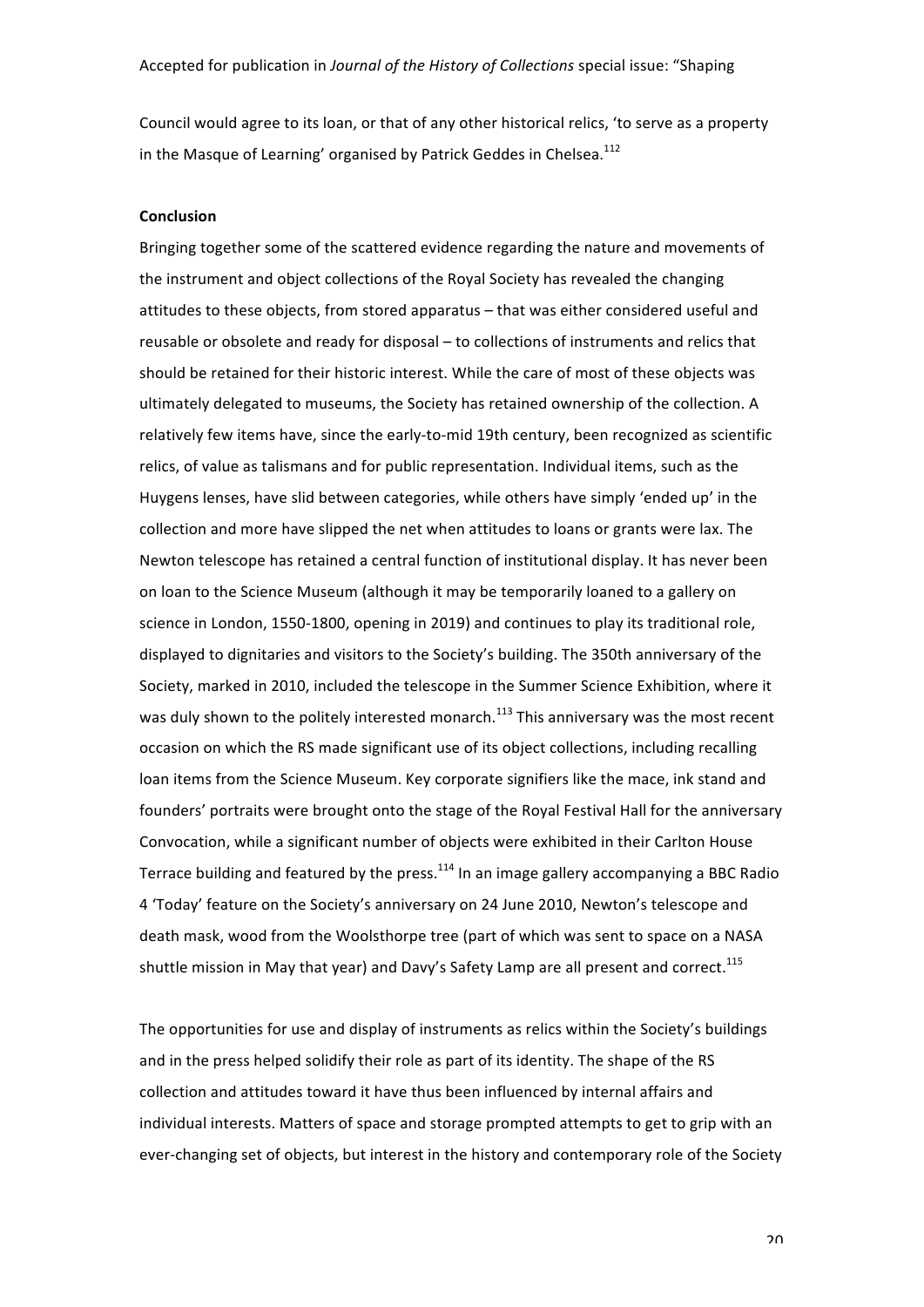Council would agree to its loan, or that of any other historical relics, 'to serve as a property in the Masque of Learning' organised by Patrick Geddes in Chelsea.[112]

**Conclusion**

Bringing together some of the scattered evidence regarding the nature and movements of the instrument and object collections of the Royal Society has revealed the changing attitudes to these objects, from stored apparatus – that was either considered useful and reusable or obsolete and ready for disposal – to collections of instruments and relics that should be retained for their historic interest. While the care of most of these objects was ultimately delegated to museums, the Society has retained ownership of the collection. A relatively few items have, since the early-to-mid 19th century, been recognized as scientific relics, of value as talismans and for public representation. Individual items, such as the Huygens lenses, have slid between categories, while others have simply 'ended up' in the collection and more have slipped the net when attitudes to loans or grants were lax. The Newton telescope has retained a central function of institutional display. It has never been on loan to the Science Museum (although it may be temporarily loaned to a gallery on science in London, 1550-1800, opening in 2019) and continues to play its traditional role, displayed to dignitaries and visitors to the Society's building. The 350th anniversary of the Society, marked in 2010, included the telescope in the Summer Science Exhibition, where it was duly shown to the politely interested monarch.[113] This anniversary was the most recent occasion on which the RS made significant use of its object collections, including recalling loan items from the Science Museum. Key corporate signifiers like the mace, ink stand and founders' portraits were brought onto the stage of the Royal Festival Hall for the anniversary Convocation, while a significant number of objects were exhibited in their Carlton House Terrace building and featured by the press.[114] In an image gallery accompanying a BBC Radio 4 'Today' feature on the Society's anniversary on 24 June 2010, Newton's telescope and death mask, wood from the Woolsthorpe tree (part of which was sent to space on a NASA shuttle mission in May that year) and Davy's Safety Lamp are all present and correct.[115]

The opportunities for use and display of instruments as relics within the Society's buildings and in the press helped solidify their role as part of its identity. The shape of the RS collection and attitudes toward it have thus been influenced by internal affairs and individual interests. Matters of space and storage prompted attempts to get to grip with an ever-changing set of objects, but interest in the history and contemporary role of the Society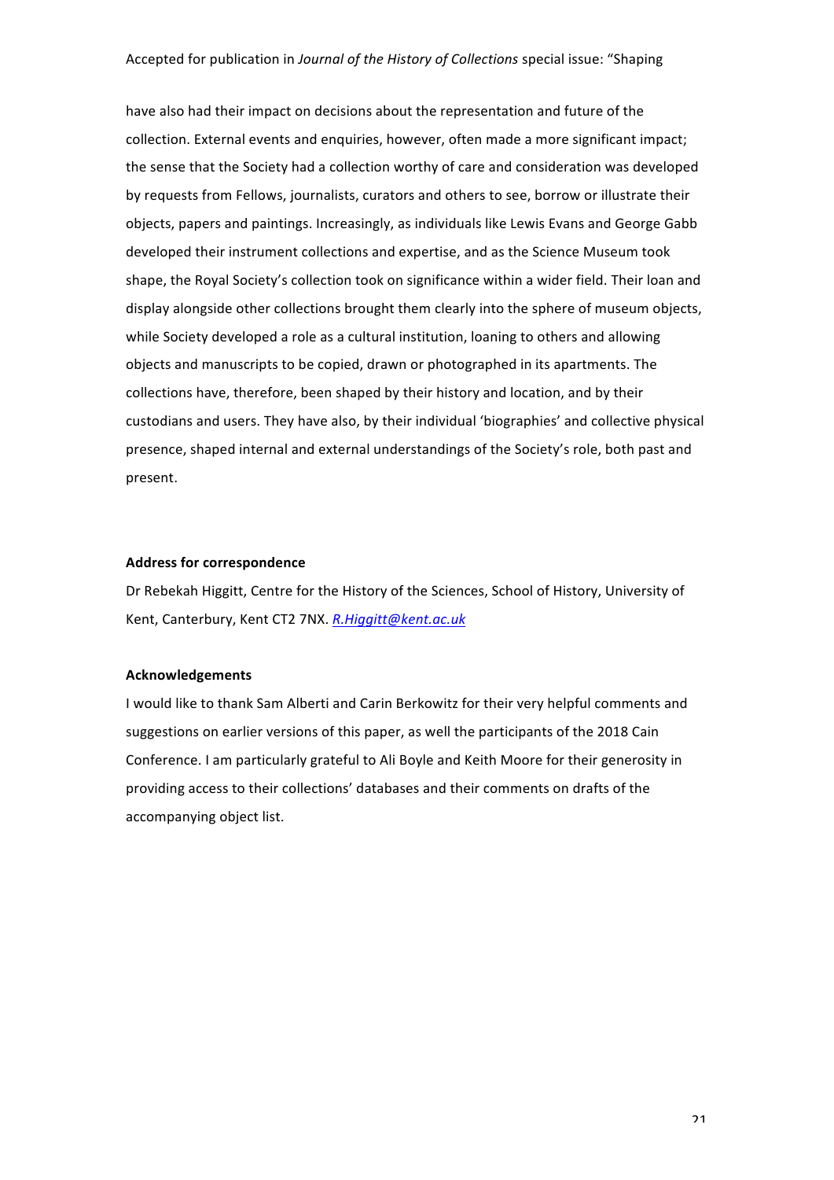have also had their impact on decisions about the representation and future of the collection. External events and enquiries, however, often made a more significant impact; the sense that the Society had a collection worthy of care and consideration was developed by requests from Fellows, journalists, curators and others to see, borrow or illustrate their objects, papers and paintings. Increasingly, as individuals like Lewis Evans and George Gabb developed their instrument collections and expertise, and as the Science Museum took shape, the Royal Society's collection took on significance within a wider field. Their loan and display alongside other collections brought them clearly into the sphere of museum objects, while Society developed a role as a cultural institution, loaning to others and allowing objects and manuscripts to be copied, drawn or photographed in its apartments. The collections have, therefore, been shaped by their history and location, and by their custodians and users. They have also, by their individual 'biographies' and collective physical presence, shaped internal and external understandings of the Society's role, both past and present.

**Address for correspondence**

Dr Rebekah Higgitt, Centre for the History of the Sciences, School of History, University of Kent, Canterbury, Kent CT2 7NX. *R.Higgitt@kent.ac.uk*

**Acknowledgements**

I would like to thank Sam Alberti and Carin Berkowitz for their very helpful comments and suggestions on earlier versions of this paper, as well the participants of the 2018 Cain Conference. I am particularly grateful to Ali Boyle and Keith Moore for their generosity in providing access to their collections' databases and their comments on drafts of the accompanying object list.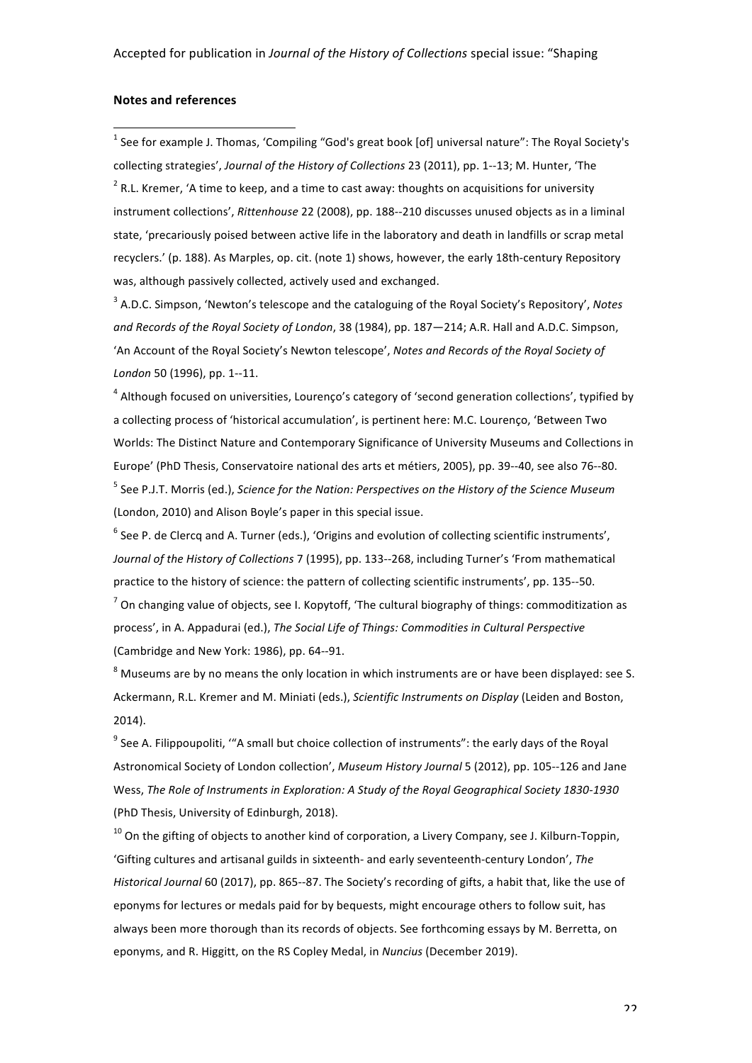**Notes and references**

[1] See for example J. Thomas, 'Compiling "God's great book [of] universal nature": The Royal Society's collecting strategies', *Journal of the History of Collections* 23 (2011), pp. 1--13; M. Hunter, 'The

[2] R.L. Kremer, 'A time to keep, and a time to cast away: thoughts on acquisitions for university instrument collections', *Rittenhouse* 22 (2008), pp. 188--210 discusses unused objects as in a liminal state, 'precariously poised between active life in the laboratory and death in landfills or scrap metal recyclers.' (p. 188). As Marples, op. cit. (note 1) shows, however, the early 18th-century Repository was, although passively collected, actively used and exchanged.

[3] A.D.C. Simpson, 'Newton's telescope and the cataloguing of the Royal Society's Repository', *Notes and Records of the Royal Society of London*, 38 (1984), pp. 187—214; A.R. Hall and A.D.C. Simpson, 'An Account of the Royal Society's Newton telescope', *Notes and Records of the Royal Society of London* 50 (1996), pp. 1--11.

[4] Although focused on universities, Lourenço's category of 'second generation collections', typified by a collecting process of 'historical accumulation', is pertinent here: M.C. Lourenço, 'Between Two Worlds: The Distinct Nature and Contemporary Significance of University Museums and Collections in Europe' (PhD Thesis, Conservatoire national des arts et métiers, 2005), pp. 39--40, see also 76--80.

[5] See P.J.T. Morris (ed.), *Science for the Nation: Perspectives on the History of the Science Museum* (London, 2010) and Alison Boyle's paper in this special issue.

[6] See P. de Clercq and A. Turner (eds.), 'Origins and evolution of collecting scientific instruments', *Journal of the History of Collections* 7 (1995), pp. 133--268, including Turner's 'From mathematical practice to the history of science: the pattern of collecting scientific instruments', pp. 135--50.

[7] On changing value of objects, see I. Kopytoff, 'The cultural biography of things: commoditization as process', in A. Appadurai (ed.), *The Social Life of Things: Commodities in Cultural Perspective* (Cambridge and New York: 1986), pp. 64--91.

[8] Museums are by no means the only location in which instruments are or have been displayed: see S. Ackermann, R.L. Kremer and M. Miniati (eds.), *Scientific Instruments on Display* (Leiden and Boston, 2014).

[9] See A. Filippoupoliti, '"A small but choice collection of instruments": the early days of the Royal Astronomical Society of London collection', *Museum History Journal* 5 (2012), pp. 105--126 and Jane Wess, *The Role of Instruments in Exploration: A Study of the Royal Geographical Society 1830-1930* (PhD Thesis, University of Edinburgh, 2018).

[10] On the gifting of objects to another kind of corporation, a Livery Company, see J. Kilburn-Toppin, 'Gifting cultures and artisanal guilds in sixteenth- and early seventeenth-century London', *The Historical Journal* 60 (2017), pp. 865--87. The Society's recording of gifts, a habit that, like the use of eponyms for lectures or medals paid for by bequests, might encourage others to follow suit, has always been more thorough than its records of objects. See forthcoming essays by M. Berretta, on eponyms, and R. Higgitt, on the RS Copley Medal, in *Nuncius* (December 2019).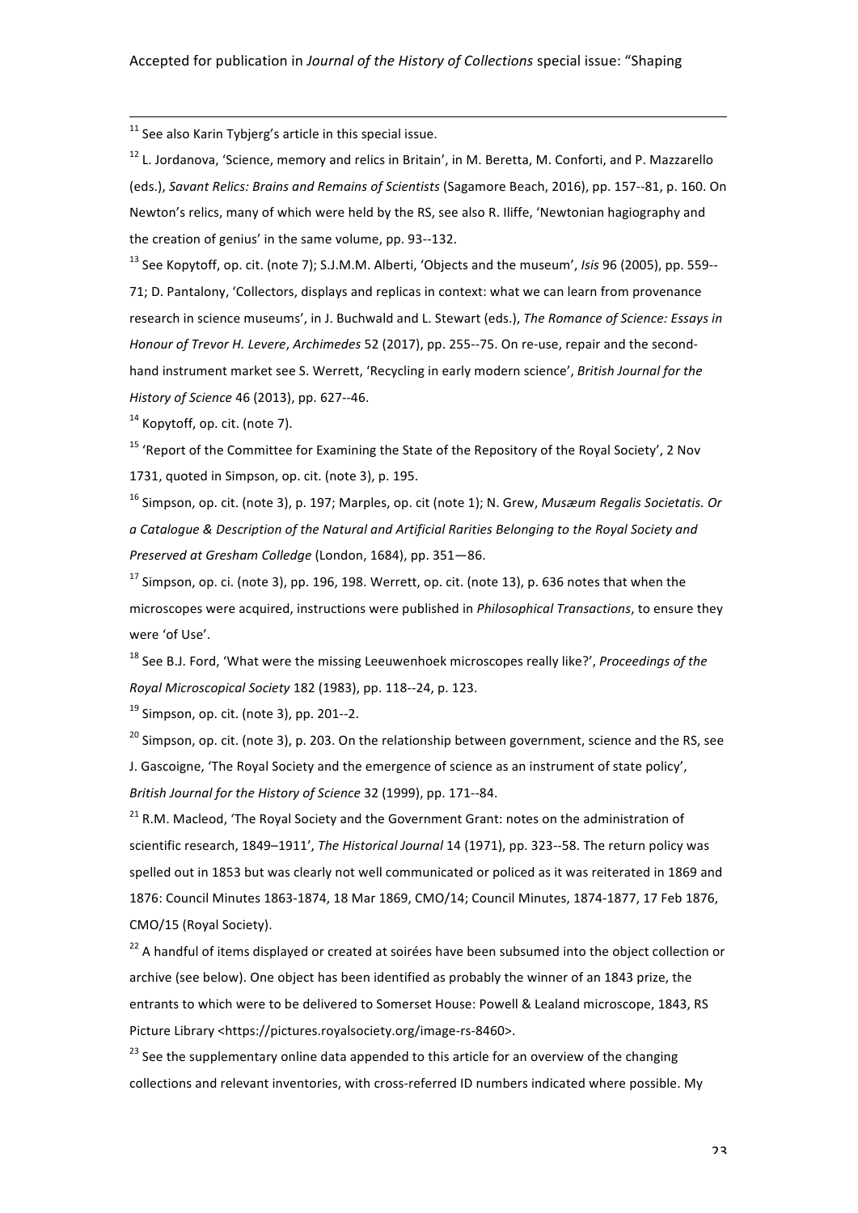[11] See also Karin Tybjerg's article in this special issue.

[12] L. Jordanova, 'Science, memory and relics in Britain', in M. Beretta, M. Conforti, and P. Mazzarello (eds.), *Savant Relics: Brains and Remains of Scientists* (Sagamore Beach, 2016), pp. 157--81, p. 160. On Newton's relics, many of which were held by the RS, see also R. Iliffe, 'Newtonian hagiography and the creation of genius' in the same volume, pp. 93--132.

[13] See Kopytoff, op. cit. (note 7); S.J.M.M. Alberti, 'Objects and the museum', *Isis* 96 (2005), pp. 559--71; D. Pantalony, 'Collectors, displays and replicas in context: what we can learn from provenance research in science museums', in J. Buchwald and L. Stewart (eds.), *The Romance of Science: Essays in Honour of Trevor H. Levere*, *Archimedes* 52 (2017), pp. 255--75. On re-use, repair and the second-hand instrument market see S. Werrett, 'Recycling in early modern science', *British Journal for the History of Science* 46 (2013), pp. 627--46.

[14] Kopytoff, op. cit. (note 7).

[15] 'Report of the Committee for Examining the State of the Repository of the Royal Society', 2 Nov 1731, quoted in Simpson, op. cit. (note 3), p. 195.

[16] Simpson, op. cit. (note 3), p. 197; Marples, op. cit (note 1); N. Grew, *Musæum Regalis Societatis. Or a Catalogue & Description of the Natural and Artificial Rarities Belonging to the Royal Society and Preserved at Gresham Colledge* (London, 1684), pp. 351—86.

[17] Simpson, op. ci. (note 3), pp. 196, 198. Werrett, op. cit. (note 13), p. 636 notes that when the microscopes were acquired, instructions were published in *Philosophical Transactions*, to ensure they were 'of Use'.

[18] See B.J. Ford, 'What were the missing Leeuwenhoek microscopes really like?', *Proceedings of the Royal Microscopical Society* 182 (1983), pp. 118--24, p. 123.

[19] Simpson, op. cit. (note 3), pp. 201--2.

[20] Simpson, op. cit. (note 3), p. 203. On the relationship between government, science and the RS, see J. Gascoigne, 'The Royal Society and the emergence of science as an instrument of state policy', *British Journal for the History of Science* 32 (1999), pp. 171--84.

[21] R.M. Macleod, 'The Royal Society and the Government Grant: notes on the administration of scientific research, 1849–1911', *The Historical Journal* 14 (1971), pp. 323--58. The return policy was spelled out in 1853 but was clearly not well communicated or policed as it was reiterated in 1869 and 1876: Council Minutes 1863-1874, 18 Mar 1869, CMO/14; Council Minutes, 1874-1877, 17 Feb 1876, CMO/15 (Royal Society).

[22] A handful of items displayed or created at soirées have been subsumed into the object collection or archive (see below). One object has been identified as probably the winner of an 1843 prize, the entrants to which were to be delivered to Somerset House: Powell & Lealand microscope, 1843, RS Picture Library <https://pictures.royalsociety.org/image-rs-8460>.

[23] See the supplementary online data appended to this article for an overview of the changing collections and relevant inventories, with cross-referred ID numbers indicated where possible. My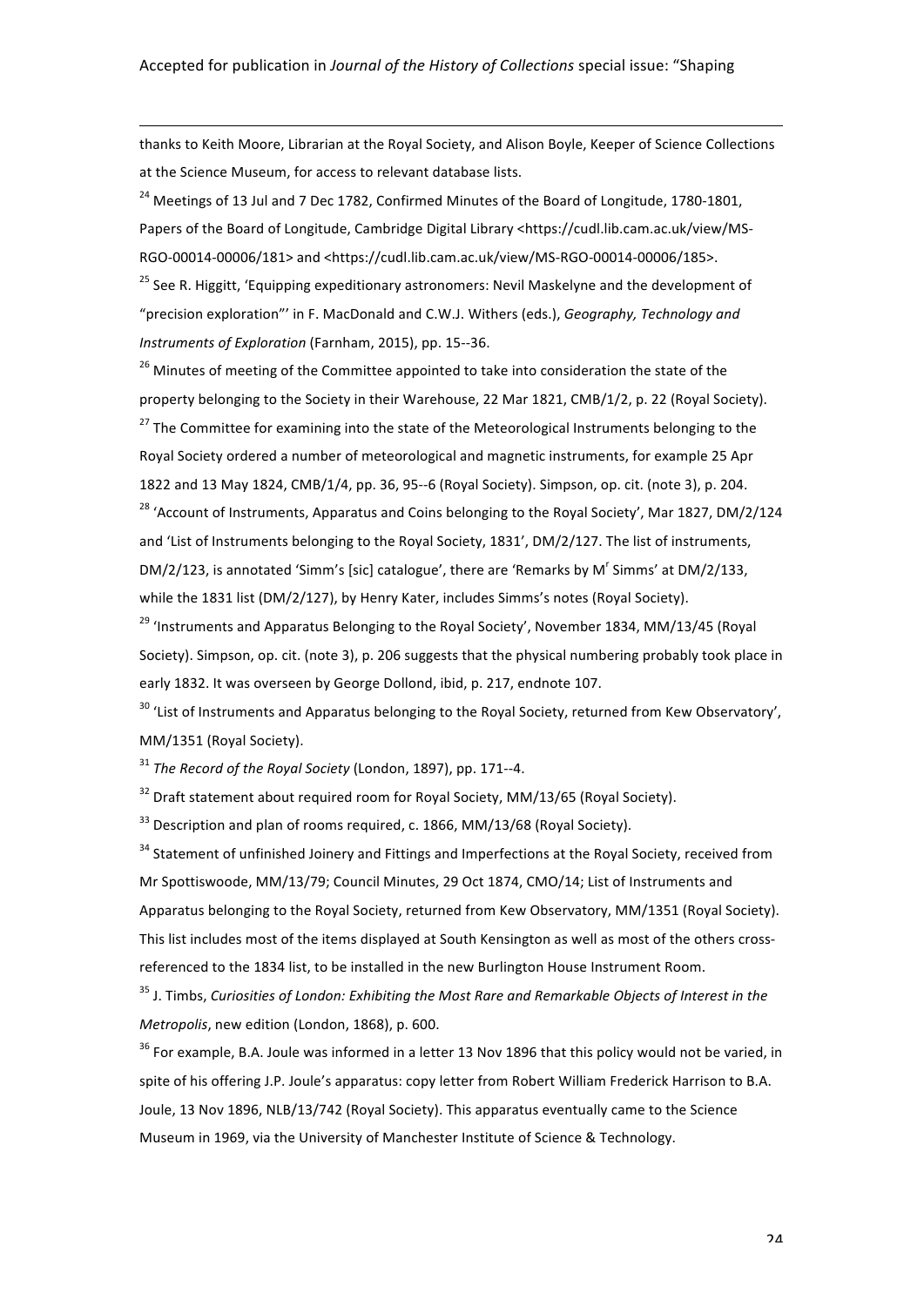thanks to Keith Moore, Librarian at the Royal Society, and Alison Boyle, Keeper of Science Collections at the Science Museum, for access to relevant database lists.

[24] Meetings of 13 Jul and 7 Dec 1782, Confirmed Minutes of the Board of Longitude, 1780-1801, Papers of the Board of Longitude, Cambridge Digital Library <https://cudl.lib.cam.ac.uk/view/MS-RGO-00014-00006/181> and <https://cudl.lib.cam.ac.uk/view/MS-RGO-00014-00006/185>.

[25] See R. Higgitt, 'Equipping expeditionary astronomers: Nevil Maskelyne and the development of "precision exploration"' in F. MacDonald and C.W.J. Withers (eds.), *Geography, Technology and Instruments of Exploration* (Farnham, 2015), pp. 15--36.

[26] Minutes of meeting of the Committee appointed to take into consideration the state of the property belonging to the Society in their Warehouse, 22 Mar 1821, CMB/1/2, p. 22 (Royal Society).

[27] The Committee for examining into the state of the Meteorological Instruments belonging to the Royal Society ordered a number of meteorological and magnetic instruments, for example 25 Apr 1822 and 13 May 1824, CMB/1/4, pp. 36, 95--6 (Royal Society). Simpson, op. cit. (note 3), p. 204.

[28] 'Account of Instruments, Apparatus and Coins belonging to the Royal Society', Mar 1827, DM/2/124 and 'List of Instruments belonging to the Royal Society, 1831', DM/2/127. The list of instruments, DM/2/123, is annotated 'Simm's [sic] catalogue', there are 'Remarks by M$^r$ Simms' at DM/2/133, while the 1831 list (DM/2/127), by Henry Kater, includes Simms's notes (Royal Society).

[29] 'Instruments and Apparatus Belonging to the Royal Society', November 1834, MM/13/45 (Royal Society). Simpson, op. cit. (note 3), p. 206 suggests that the physical numbering probably took place in early 1832. It was overseen by George Dollond, ibid, p. 217, endnote 107.

[30] 'List of Instruments and Apparatus belonging to the Royal Society, returned from Kew Observatory', MM/1351 (Royal Society).

[31] *The Record of the Royal Society* (London, 1897), pp. 171--4.

[32] Draft statement about required room for Royal Society, MM/13/65 (Royal Society).

[33] Description and plan of rooms required, c. 1866, MM/13/68 (Royal Society).

[34] Statement of unfinished Joinery and Fittings and Imperfections at the Royal Society, received from Mr Spottiswoode, MM/13/79; Council Minutes, 29 Oct 1874, CMO/14; List of Instruments and Apparatus belonging to the Royal Society, returned from Kew Observatory, MM/1351 (Royal Society). This list includes most of the items displayed at South Kensington as well as most of the others cross-referenced to the 1834 list, to be installed in the new Burlington House Instrument Room.

[35] J. Timbs, *Curiosities of London: Exhibiting the Most Rare and Remarkable Objects of Interest in the Metropolis*, new edition (London, 1868), p. 600.

[36] For example, B.A. Joule was informed in a letter 13 Nov 1896 that this policy would not be varied, in spite of his offering J.P. Joule's apparatus: copy letter from Robert William Frederick Harrison to B.A. Joule, 13 Nov 1896, NLB/13/742 (Royal Society). This apparatus eventually came to the Science Museum in 1969, via the University of Manchester Institute of Science & Technology.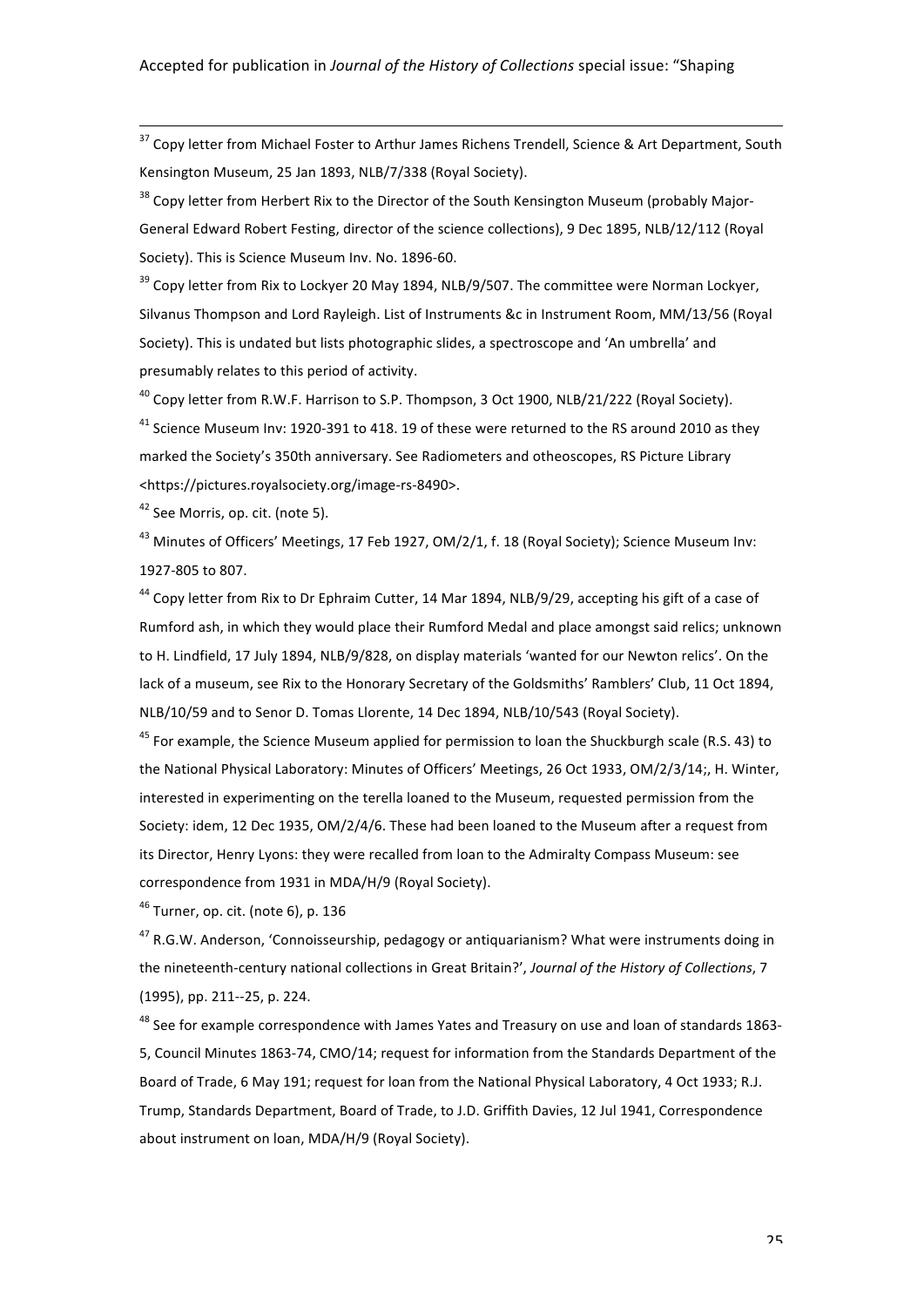[37] Copy letter from Michael Foster to Arthur James Richens Trendell, Science & Art Department, South Kensington Museum, 25 Jan 1893, NLB/7/338 (Royal Society).

[38] Copy letter from Herbert Rix to the Director of the South Kensington Museum (probably Major-General Edward Robert Festing, director of the science collections), 9 Dec 1895, NLB/12/112 (Royal Society). This is Science Museum Inv. No. 1896-60.

[39] Copy letter from Rix to Lockyer 20 May 1894, NLB/9/507. The committee were Norman Lockyer, Silvanus Thompson and Lord Rayleigh. List of Instruments &c in Instrument Room, MM/13/56 (Royal Society). This is undated but lists photographic slides, a spectroscope and 'An umbrella' and presumably relates to this period of activity.

[40] Copy letter from R.W.F. Harrison to S.P. Thompson, 3 Oct 1900, NLB/21/222 (Royal Society).

[41] Science Museum Inv: 1920-391 to 418. 19 of these were returned to the RS around 2010 as they marked the Society's 350th anniversary. See Radiometers and otheoscopes, RS Picture Library <https://pictures.royalsociety.org/image-rs-8490>.

[42] See Morris, op. cit. (note 5).

[43] Minutes of Officers' Meetings, 17 Feb 1927, OM/2/1, f. 18 (Royal Society); Science Museum Inv: 1927-805 to 807.

[44] Copy letter from Rix to Dr Ephraim Cutter, 14 Mar 1894, NLB/9/29, accepting his gift of a case of Rumford ash, in which they would place their Rumford Medal and place amongst said relics; unknown to H. Lindfield, 17 July 1894, NLB/9/828, on display materials 'wanted for our Newton relics'. On the lack of a museum, see Rix to the Honorary Secretary of the Goldsmiths' Ramblers' Club, 11 Oct 1894, NLB/10/59 and to Senor D. Tomas Llorente, 14 Dec 1894, NLB/10/543 (Royal Society).

[45] For example, the Science Museum applied for permission to loan the Shuckburgh scale (R.S. 43) to the National Physical Laboratory: Minutes of Officers' Meetings, 26 Oct 1933, OM/2/3/14;, H. Winter, interested in experimenting on the terella loaned to the Museum, requested permission from the Society: idem, 12 Dec 1935, OM/2/4/6. These had been loaned to the Museum after a request from its Director, Henry Lyons: they were recalled from loan to the Admiralty Compass Museum: see correspondence from 1931 in MDA/H/9 (Royal Society).

[46] Turner, op. cit. (note 6), p. 136

[47] R.G.W. Anderson, 'Connoisseurship, pedagogy or antiquarianism? What were instruments doing in the nineteenth-century national collections in Great Britain?', *Journal of the History of Collections*, 7 (1995), pp. 211--25, p. 224.

[48] See for example correspondence with James Yates and Treasury on use and loan of standards 1863-5, Council Minutes 1863-74, CMO/14; request for information from the Standards Department of the Board of Trade, 6 May 191; request for loan from the National Physical Laboratory, 4 Oct 1933; R.J. Trump, Standards Department, Board of Trade, to J.D. Griffith Davies, 12 Jul 1941, Correspondence about instrument on loan, MDA/H/9 (Royal Society).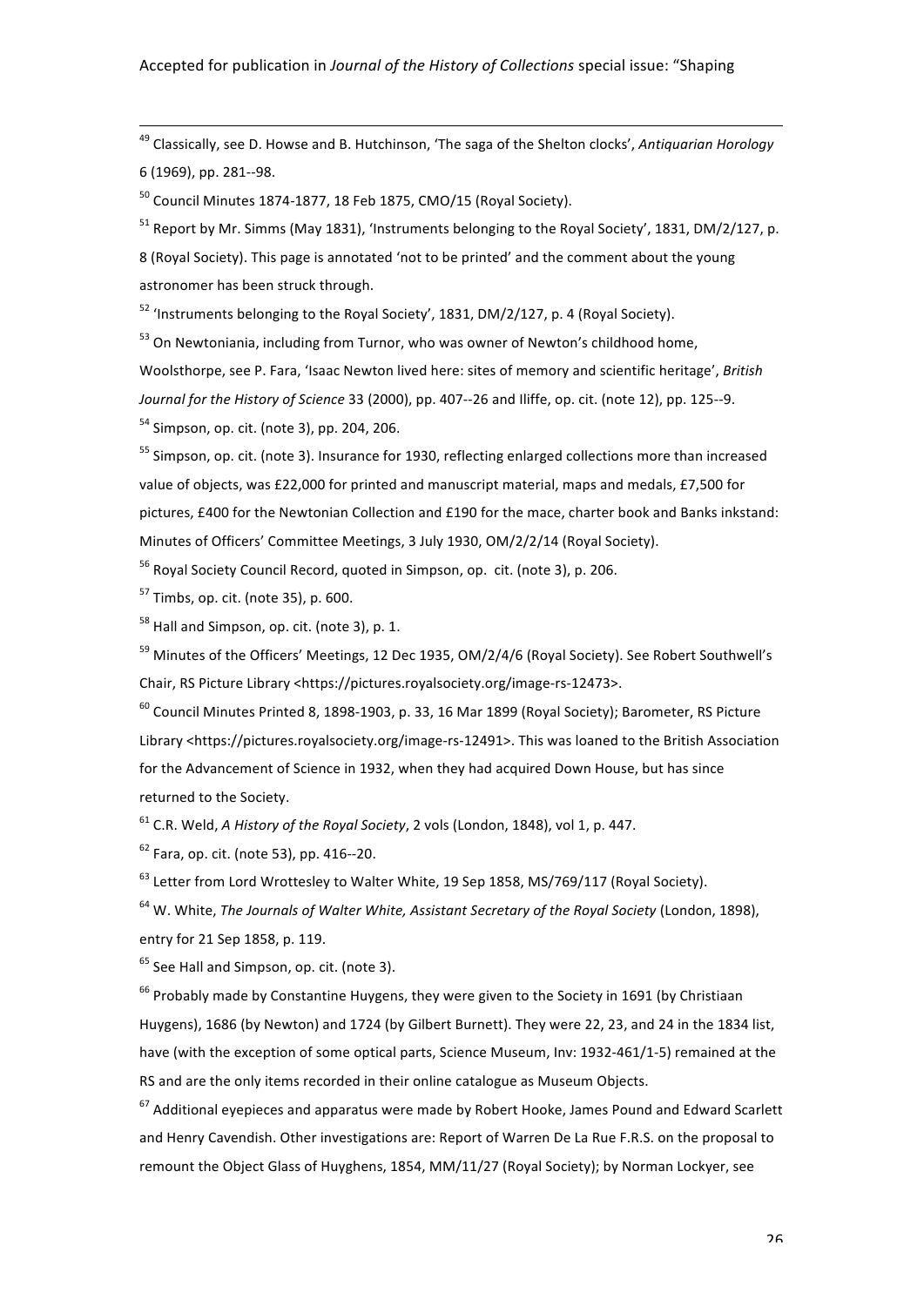[49] Classically, see D. Howse and B. Hutchinson, 'The saga of the Shelton clocks', *Antiquarian Horology* 6 (1969), pp. 281--98.

[50] Council Minutes 1874-1877, 18 Feb 1875, CMO/15 (Royal Society).

[51] Report by Mr. Simms (May 1831), 'Instruments belonging to the Royal Society', 1831, DM/2/127, p. 8 (Royal Society). This page is annotated 'not to be printed' and the comment about the young astronomer has been struck through.

[52] 'Instruments belonging to the Royal Society', 1831, DM/2/127, p. 4 (Royal Society).

[53] On Newtoniania, including from Turnor, who was owner of Newton's childhood home, Woolsthorpe, see P. Fara, 'Isaac Newton lived here: sites of memory and scientific heritage', *British Journal for the History of Science* 33 (2000), pp. 407--26 and Iliffe, op. cit. (note 12), pp. 125--9.

[54] Simpson, op. cit. (note 3), pp. 204, 206.

[55] Simpson, op. cit. (note 3). Insurance for 1930, reflecting enlarged collections more than increased value of objects, was £22,000 for printed and manuscript material, maps and medals, £7,500 for pictures, £400 for the Newtonian Collection and £190 for the mace, charter book and Banks inkstand: Minutes of Officers' Committee Meetings, 3 July 1930, OM/2/2/14 (Royal Society).

[56] Royal Society Council Record, quoted in Simpson, op. cit. (note 3), p. 206.

[57] Timbs, op. cit. (note 35), p. 600.

[58] Hall and Simpson, op. cit. (note 3), p. 1.

[59] Minutes of the Officers' Meetings, 12 Dec 1935, OM/2/4/6 (Royal Society). See Robert Southwell's Chair, RS Picture Library <https://pictures.royalsociety.org/image-rs-12473>.

[60] Council Minutes Printed 8, 1898-1903, p. 33, 16 Mar 1899 (Royal Society); Barometer, RS Picture Library <https://pictures.royalsociety.org/image-rs-12491>. This was loaned to the British Association for the Advancement of Science in 1932, when they had acquired Down House, but has since returned to the Society.

[61] C.R. Weld, *A History of the Royal Society*, 2 vols (London, 1848), vol 1, p. 447.

[62] Fara, op. cit. (note 53), pp. 416--20.

[63] Letter from Lord Wrottesley to Walter White, 19 Sep 1858, MS/769/117 (Royal Society).

[64] W. White, *The Journals of Walter White, Assistant Secretary of the Royal Society* (London, 1898), entry for 21 Sep 1858, p. 119.

[65] See Hall and Simpson, op. cit. (note 3).

[66] Probably made by Constantine Huygens, they were given to the Society in 1691 (by Christiaan Huygens), 1686 (by Newton) and 1724 (by Gilbert Burnett). They were 22, 23, and 24 in the 1834 list, have (with the exception of some optical parts, Science Museum, Inv: 1932-461/1-5) remained at the RS and are the only items recorded in their online catalogue as Museum Objects.

[67] Additional eyepieces and apparatus were made by Robert Hooke, James Pound and Edward Scarlett and Henry Cavendish. Other investigations are: Report of Warren De La Rue F.R.S. on the proposal to remount the Object Glass of Huyghens, 1854, MM/11/27 (Royal Society); by Norman Lockyer, see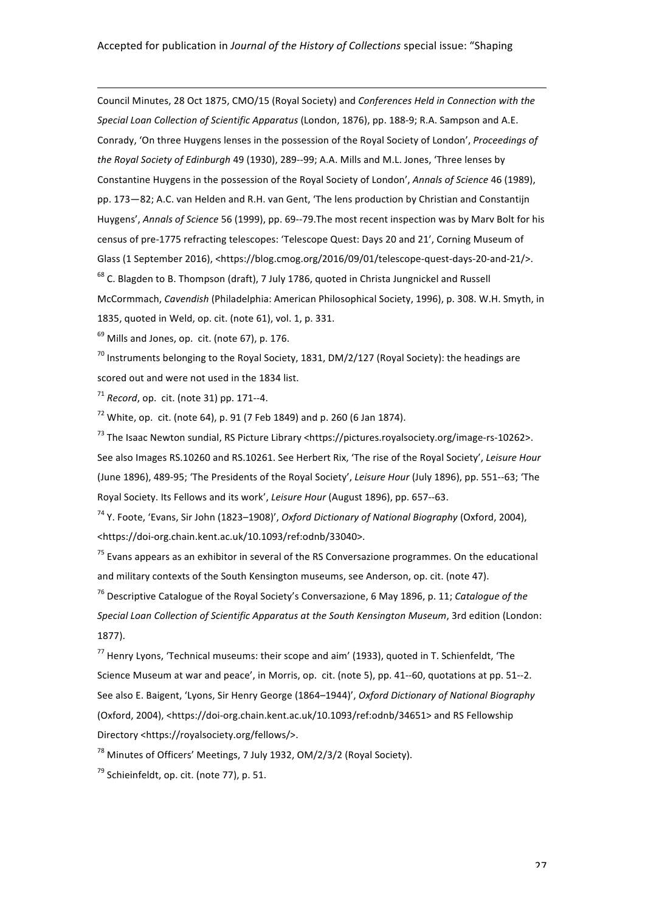Council Minutes, 28 Oct 1875, CMO/15 (Royal Society) and *Conferences Held in Connection with the Special Loan Collection of Scientific Apparatus* (London, 1876), pp. 188-9; R.A. Sampson and A.E. Conrady, 'On three Huygens lenses in the possession of the Royal Society of London', *Proceedings of the Royal Society of Edinburgh* 49 (1930), 289--99; A.A. Mills and M.L. Jones, 'Three lenses by Constantine Huygens in the possession of the Royal Society of London', *Annals of Science* 46 (1989), pp. 173—82; A.C. van Helden and R.H. van Gent, 'The lens production by Christian and Constantijn Huygens', *Annals of Science* 56 (1999), pp. 69--79.The most recent inspection was by Marv Bolt for his census of pre-1775 refracting telescopes: 'Telescope Quest: Days 20 and 21', Corning Museum of Glass (1 September 2016), <https://blog.cmog.org/2016/09/01/telescope-quest-days-20-and-21/>.

[68] C. Blagden to B. Thompson (draft), 7 July 1786, quoted in Christa Jungnickel and Russell McCormmach, *Cavendish* (Philadelphia: American Philosophical Society, 1996), p. 308. W.H. Smyth, in 1835, quoted in Weld, op. cit. (note 61), vol. 1, p. 331.

[69] Mills and Jones, op. cit. (note 67), p. 176.

[70] Instruments belonging to the Royal Society, 1831, DM/2/127 (Royal Society): the headings are scored out and were not used in the 1834 list.

[71] *Record*, op. cit. (note 31) pp. 171--4.

[72] White, op. cit. (note 64), p. 91 (7 Feb 1849) and p. 260 (6 Jan 1874).

[73] The Isaac Newton sundial, RS Picture Library <https://pictures.royalsociety.org/image-rs-10262>. See also Images RS.10260 and RS.10261. See Herbert Rix, 'The rise of the Royal Society', *Leisure Hour* (June 1896), 489-95; 'The Presidents of the Royal Society', *Leisure Hour* (July 1896), pp. 551--63; 'The Royal Society. Its Fellows and its work', *Leisure Hour* (August 1896), pp. 657--63.

[74] Y. Foote, 'Evans, Sir John (1823–1908)', *Oxford Dictionary of National Biography* (Oxford, 2004), <https://doi-org.chain.kent.ac.uk/10.1093/ref:odnb/33040>.

[75] Evans appears as an exhibitor in several of the RS Conversazione programmes. On the educational and military contexts of the South Kensington museums, see Anderson, op. cit. (note 47).

[76] Descriptive Catalogue of the Royal Society's Conversazione, 6 May 1896, p. 11; *Catalogue of the Special Loan Collection of Scientific Apparatus at the South Kensington Museum*, 3rd edition (London: 1877).

[77] Henry Lyons, 'Technical museums: their scope and aim' (1933), quoted in T. Schienfeldt, 'The Science Museum at war and peace', in Morris, op. cit. (note 5), pp. 41--60, quotations at pp. 51--2. See also E. Baigent, 'Lyons, Sir Henry George (1864–1944)', *Oxford Dictionary of National Biography* (Oxford, 2004), <https://doi-org.chain.kent.ac.uk/10.1093/ref:odnb/34651> and RS Fellowship Directory <https://royalsociety.org/fellows/>.

[78] Minutes of Officers' Meetings, 7 July 1932, OM/2/3/2 (Royal Society).

[79] Schieinfeldt, op. cit. (note 77), p. 51.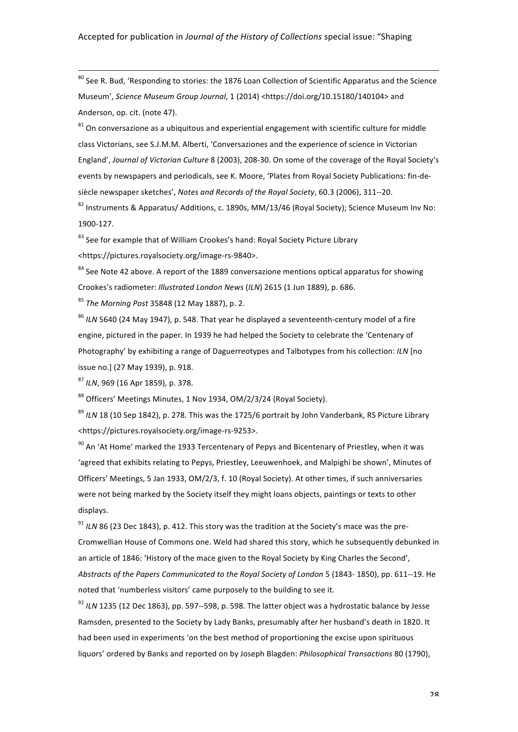[80] See R. Bud, 'Responding to stories: the 1876 Loan Collection of Scientific Apparatus and the Science Museum', *Science Museum Group Journal*, 1 (2014) <https://doi.org/10.15180/140104> and Anderson, op. cit. (note 47).

[81] On conversazione as a ubiquitous and experiential engagement with scientific culture for middle class Victorians, see S.J.M.M. Alberti, 'Conversaziones and the experience of science in Victorian England', *Journal of Victorian Culture* 8 (2003), 208-30. On some of the coverage of the Royal Society's events by newspapers and periodicals, see K. Moore, 'Plates from Royal Society Publications: fin-de-siècle newspaper sketches', *Notes and Records of the Royal Society*, 60.3 (2006), 311--20.

[82] Instruments & Apparatus/ Additions, c. 1890s, MM/13/46 (Royal Society); Science Museum Inv No: 1900-127.

[83] See for example that of William Crookes's hand: Royal Society Picture Library <https://pictures.royalsociety.org/image-rs-9840>.

[84] See Note 42 above. A report of the 1889 conversazione mentions optical apparatus for showing Crookes's radiometer: *Illustrated London News* (*ILN*) 2615 (1 Jun 1889), p. 686.

[85] *The Morning Post* 35848 (12 May 1887), p. 2.

[86] *ILN* 5640 (24 May 1947), p. 548. That year he displayed a seventeenth-century model of a fire engine, pictured in the paper. In 1939 he had helped the Society to celebrate the 'Centenary of Photography' by exhibiting a range of Daguerreotypes and Talbotypes from his collection: *ILN* [no issue no.] (27 May 1939), p. 918.

[87] *ILN*, 969 (16 Apr 1859), p. 378.

[88] Officers' Meetings Minutes, 1 Nov 1934, OM/2/3/24 (Royal Society).

[89] *ILN* 18 (10 Sep 1842), p. 278. This was the 1725/6 portrait by John Vanderbank, RS Picture Library <https://pictures.royalsociety.org/image-rs-9253>.

[90] An 'At Home' marked the 1933 Tercentenary of Pepys and Bicentenary of Priestley, when it was 'agreed that exhibits relating to Pepys, Priestley, Leeuwenhoek, and Malpighi be shown', Minutes of Officers' Meetings, 5 Jan 1933, OM/2/3, f. 10 (Royal Society). At other times, if such anniversaries were not being marked by the Society itself they might loans objects, paintings or texts to other displays.

[91] *ILN* 86 (23 Dec 1843), p. 412. This story was the tradition at the Society's mace was the pre-Cromwellian House of Commons one. Weld had shared this story, which he subsequently debunked in an article of 1846: 'History of the mace given to the Royal Society by King Charles the Second', *Abstracts of the Papers Communicated to the Royal Society of London* 5 (1843- 1850), pp. 611--19. He noted that 'numberless visitors' came purposely to the building to see it.

[92] *ILN* 1235 (12 Dec 1863), pp. 597--598, p. 598. The latter object was a hydrostatic balance by Jesse Ramsden, presented to the Society by Lady Banks, presumably after her husband's death in 1820. It had been used in experiments 'on the best method of proportioning the excise upon spirituous liquors' ordered by Banks and reported on by Joseph Blagden: *Philosophical Transactions* 80 (1790),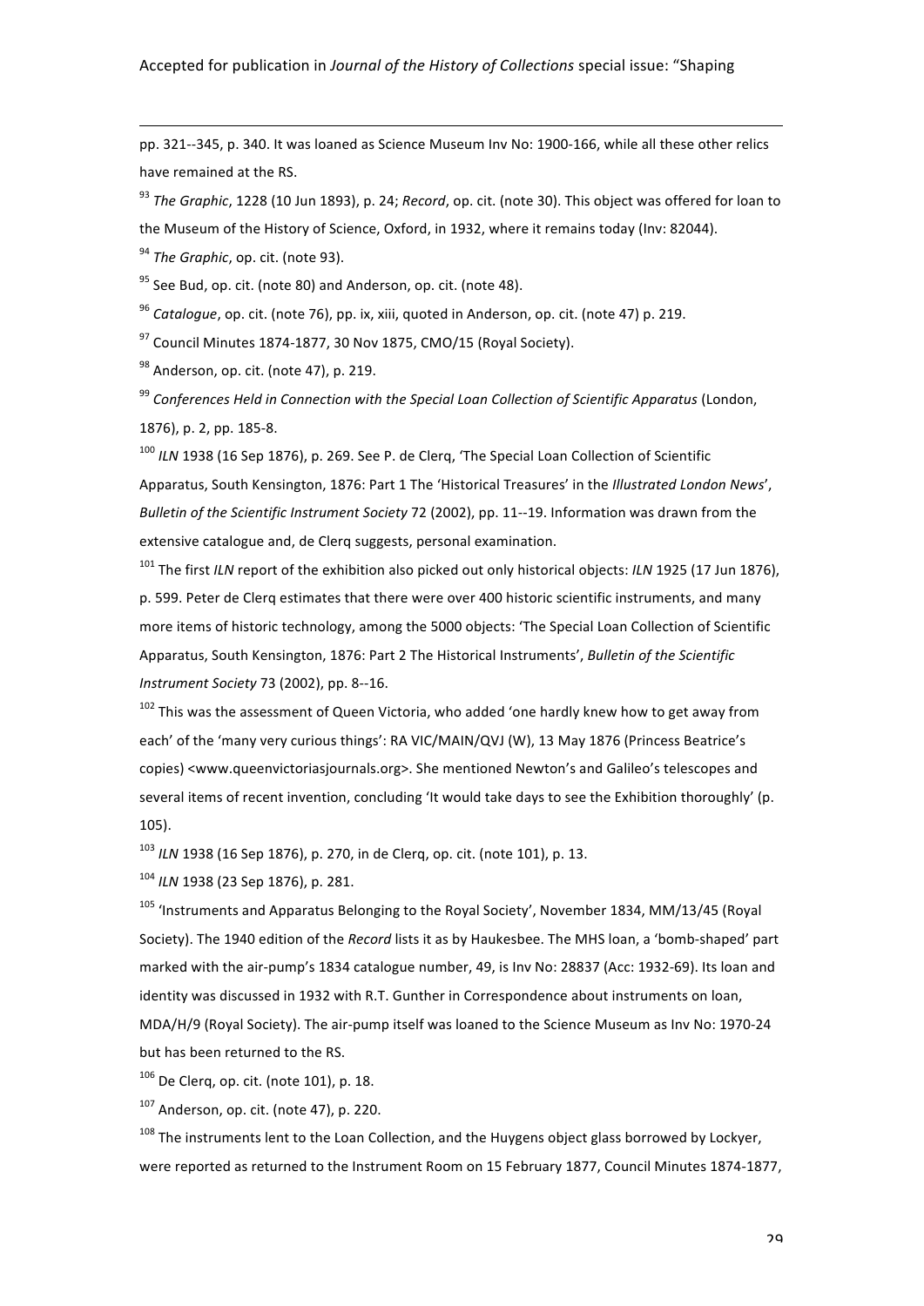pp. 321--345, p. 340. It was loaned as Science Museum Inv No: 1900-166, while all these other relics have remained at the RS.

[93] *The Graphic*, 1228 (10 Jun 1893), p. 24; *Record*, op. cit. (note 30). This object was offered for loan to the Museum of the History of Science, Oxford, in 1932, where it remains today (Inv: 82044).

[94] *The Graphic*, op. cit. (note 93).

[95] See Bud, op. cit. (note 80) and Anderson, op. cit. (note 48).

[96] *Catalogue*, op. cit. (note 76), pp. ix, xiii, quoted in Anderson, op. cit. (note 47) p. 219.

[97] Council Minutes 1874-1877, 30 Nov 1875, CMO/15 (Royal Society).

[98] Anderson, op. cit. (note 47), p. 219.

[99] *Conferences Held in Connection with the Special Loan Collection of Scientific Apparatus* (London, 1876), p. 2, pp. 185-8.

[100] *ILN* 1938 (16 Sep 1876), p. 269. See P. de Clercq, 'The Special Loan Collection of Scientific Apparatus, South Kensington, 1876: Part 1 The 'Historical Treasures' in the *Illustrated London News*', *Bulletin of the Scientific Instrument Society* 72 (2002), pp. 11--19. Information was drawn from the extensive catalogue and, de Clercq suggests, personal examination.

[101] The first *ILN* report of the exhibition also picked out only historical objects: *ILN* 1925 (17 Jun 1876), p. 599. Peter de Clercq estimates that there were over 400 historic scientific instruments, and many more items of historic technology, among the 5000 objects: 'The Special Loan Collection of Scientific Apparatus, South Kensington, 1876: Part 2 The Historical Instruments', *Bulletin of the Scientific Instrument Society* 73 (2002), pp. 8--16.

[102] This was the assessment of Queen Victoria, who added 'one hardly knew how to get away from each' of the 'many very curious things': RA VIC/MAIN/QVJ (W), 13 May 1876 (Princess Beatrice's copies) <www.queenvictoriasjournals.org>. She mentioned Newton's and Galileo's telescopes and several items of recent invention, concluding 'It would take days to see the Exhibition thoroughly' (p. 105).

[103] *ILN* 1938 (16 Sep 1876), p. 270, in de Clercq, op. cit. (note 101), p. 13.

[104] *ILN* 1938 (23 Sep 1876), p. 281.

[105] 'Instruments and Apparatus Belonging to the Royal Society', November 1834, MM/13/45 (Royal Society). The 1940 edition of the *Record* lists it as by Haukesbee. The MHS loan, a 'bomb-shaped' part marked with the air-pump's 1834 catalogue number, 49, is Inv No: 28837 (Acc: 1932-69). Its loan and identity was discussed in 1932 with R.T. Gunther in Correspondence about instruments on loan, MDA/H/9 (Royal Society). The air-pump itself was loaned to the Science Museum as Inv No: 1970-24 but has been returned to the RS.

[106] De Clercq, op. cit. (note 101), p. 18.

[107] Anderson, op. cit. (note 47), p. 220.

[108] The instruments lent to the Loan Collection, and the Huygens object glass borrowed by Lockyer, were reported as returned to the Instrument Room on 15 February 1877, Council Minutes 1874-1877,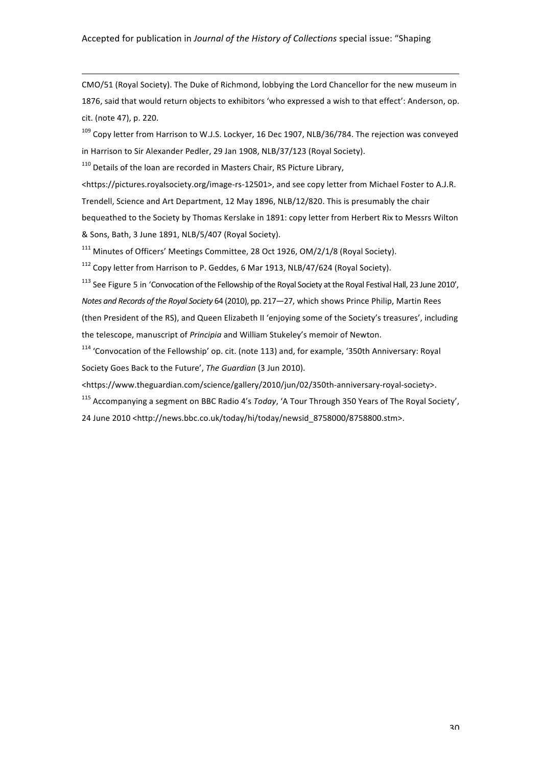CMO/51 (Royal Society). The Duke of Richmond, lobbying the Lord Chancellor for the new museum in 1876, said that would return objects to exhibitors 'who expressed a wish to that effect': Anderson, op. cit. (note 47), p. 220.

[109] Copy letter from Harrison to W.J.S. Lockyer, 16 Dec 1907, NLB/36/784. The rejection was conveyed in Harrison to Sir Alexander Pedler, 29 Jan 1908, NLB/37/123 (Royal Society).

[110] Details of the loan are recorded in Masters Chair, RS Picture Library, <https://pictures.royalsociety.org/image-rs-12501>, and see copy letter from Michael Foster to A.J.R. Trendell, Science and Art Department, 12 May 1896, NLB/12/820. This is presumably the chair bequeathed to the Society by Thomas Kerslake in 1891: copy letter from Herbert Rix to Messrs Wilton & Sons, Bath, 3 June 1891, NLB/5/407 (Royal Society).

[111] Minutes of Officers' Meetings Committee, 28 Oct 1926, OM/2/1/8 (Royal Society).

[112] Copy letter from Harrison to P. Geddes, 6 Mar 1913, NLB/47/624 (Royal Society).

[113] See Figure 5 in 'Convocation of the Fellowship of the Royal Society at the Royal Festival Hall, 23 June 2010', *Notes and Records of the Royal Society* 64 (2010), pp. 217—27, which shows Prince Philip, Martin Rees (then President of the RS), and Queen Elizabeth II 'enjoying some of the Society's treasures', including the telescope, manuscript of *Principia* and William Stukeley's memoir of Newton.

[114] 'Convocation of the Fellowship' op. cit. (note 113) and, for example, '350th Anniversary: Royal Society Goes Back to the Future', *The Guardian* (3 Jun 2010). <https://www.theguardian.com/science/gallery/2010/jun/02/350th-anniversary-royal-society>.

[115] Accompanying a segment on BBC Radio 4's *Today*, 'A Tour Through 350 Years of The Royal Society', 24 June 2010 <http://news.bbc.co.uk/today/hi/today/newsid_8758000/8758800.stm>.